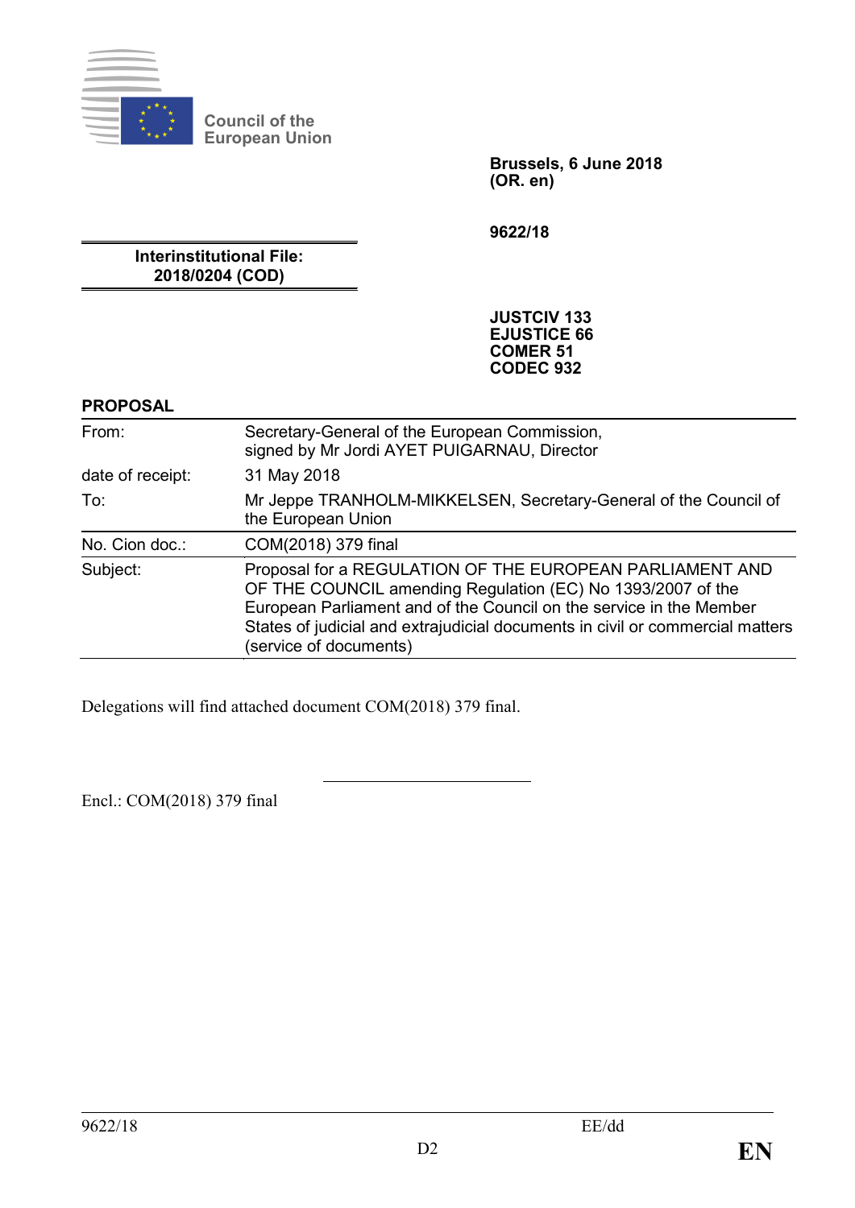Council of the
European Union

**Brussels, 6 June 2018**
**(OR. en)**

**9622/18**

**Interinstitutional File:**
**2018/0204 (COD)**

**JUSTCIV 133**
**EJUSTICE 66**
**COMER 51**
**CODEC 932**

**PROPOSAL**

| | |
|---|---|
| From: | Secretary-General of the European Commission, signed by Mr Jordi AYET PUIGARNAU, Director |
| date of receipt: | 31 May 2018 |
| To: | Mr Jeppe TRANHOLM-MIKKELSEN, Secretary-General of the Council of the European Union |
| No. Cion doc.: | COM(2018) 379 final |
| Subject: | Proposal for a REGULATION OF THE EUROPEAN PARLIAMENT AND OF THE COUNCIL amending Regulation (EC) No 1393/2007 of the European Parliament and of the Council on the service in the Member States of judicial and extrajudicial documents in civil or commercial matters (service of documents) |

Delegations will find attached document COM(2018) 379 final.

Encl.: COM(2018) 379 final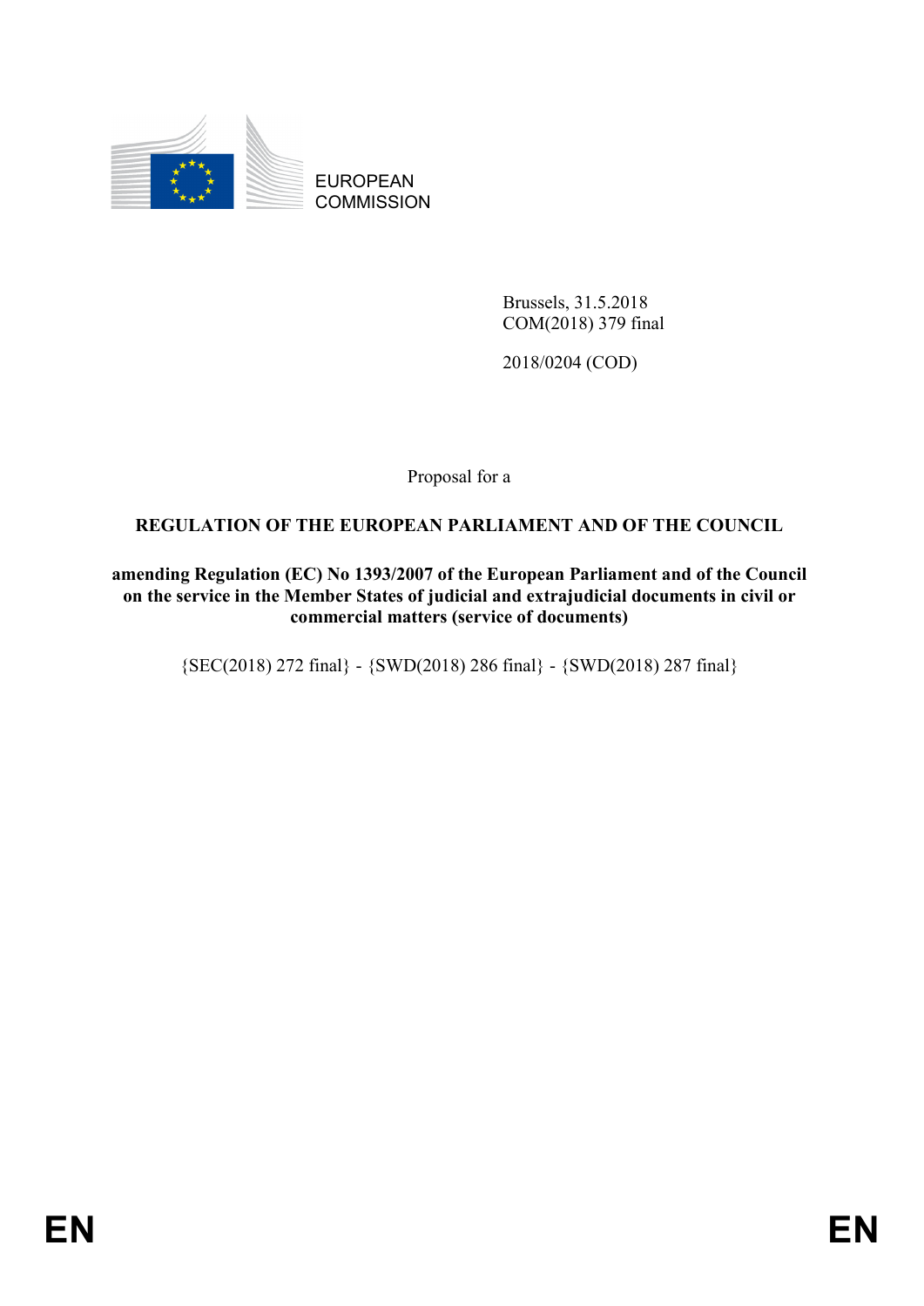EUROPEAN COMMISSION

Brussels, 31.5.2018
COM(2018) 379 final

2018/0204 (COD)

Proposal for a

**REGULATION OF THE EUROPEAN PARLIAMENT AND OF THE COUNCIL**

**amending Regulation (EC) No 1393/2007 of the European Parliament and of the Council on the service in the Member States of judicial and extrajudicial documents in civil or commercial matters (service of documents)**

{SEC(2018) 272 final} - {SWD(2018) 286 final} - {SWD(2018) 287 final}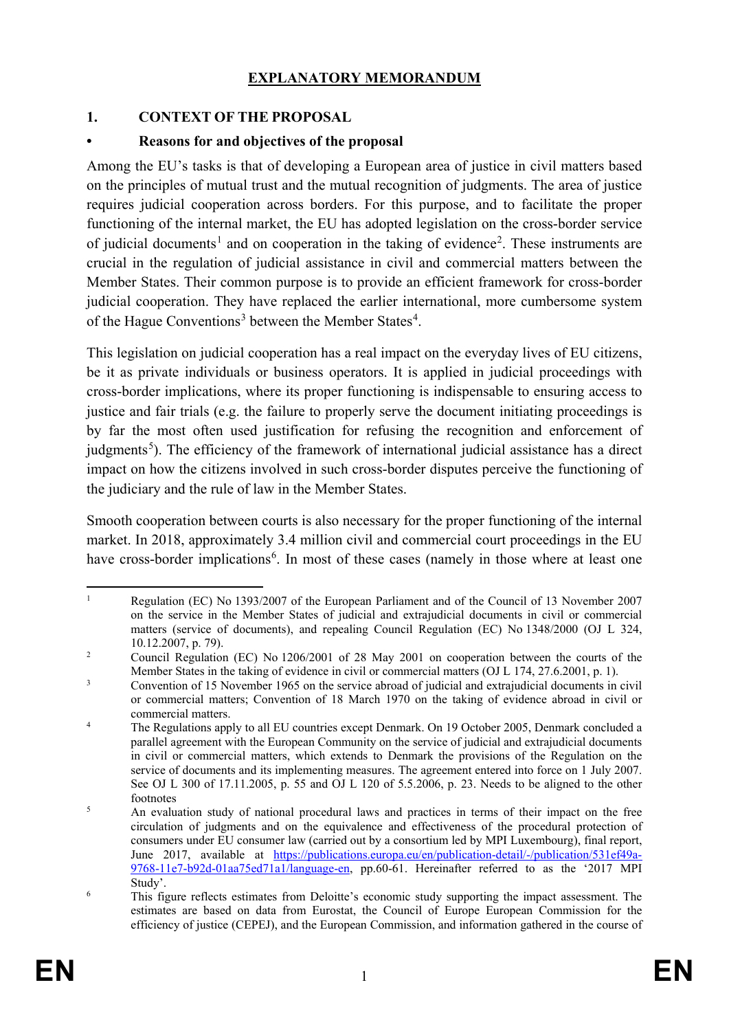# EXPLANATORY MEMORANDUM

## 1. CONTEXT OF THE PROPOSAL

### • Reasons for and objectives of the proposal

Among the EU's tasks is that of developing a European area of justice in civil matters based on the principles of mutual trust and the mutual recognition of judgments. The area of justice requires judicial cooperation across borders. For this purpose, and to facilitate the proper functioning of the internal market, the EU has adopted legislation on the cross-border service of judicial documents[1] and on cooperation in the taking of evidence[2]. These instruments are crucial in the regulation of judicial assistance in civil and commercial matters between the Member States. Their common purpose is to provide an efficient framework for cross-border judicial cooperation. They have replaced the earlier international, more cumbersome system of the Hague Conventions[3] between the Member States[4].

This legislation on judicial cooperation has a real impact on the everyday lives of EU citizens, be it as private individuals or business operators. It is applied in judicial proceedings with cross-border implications, where its proper functioning is indispensable to ensuring access to justice and fair trials (e.g. the failure to properly serve the document initiating proceedings is by far the most often used justification for refusing the recognition and enforcement of judgments[5]). The efficiency of the framework of international judicial assistance has a direct impact on how the citizens involved in such cross-border disputes perceive the functioning of the judiciary and the rule of law in the Member States.

Smooth cooperation between courts is also necessary for the proper functioning of the internal market. In 2018, approximately 3.4 million civil and commercial court proceedings in the EU have cross-border implications[6]. In most of these cases (namely in those where at least one

---

[1] Regulation (EC) No 1393/2007 of the European Parliament and of the Council of 13 November 2007 on the service in the Member States of judicial and extrajudicial documents in civil or commercial matters (service of documents), and repealing Council Regulation (EC) No 1348/2000 (OJ L 324, 10.12.2007, p. 79).

[2] Council Regulation (EC) No 1206/2001 of 28 May 2001 on cooperation between the courts of the Member States in the taking of evidence in civil or commercial matters (OJ L 174, 27.6.2001, p. 1).

[3] Convention of 15 November 1965 on the service abroad of judicial and extrajudicial documents in civil or commercial matters; Convention of 18 March 1970 on the taking of evidence abroad in civil or commercial matters.

[4] The Regulations apply to all EU countries except Denmark. On 19 October 2005, Denmark concluded a parallel agreement with the European Community on the service of judicial and extrajudicial documents in civil or commercial matters, which extends to Denmark the provisions of the Regulation on the service of documents and its implementing measures. The agreement entered into force on 1 July 2007. See OJ L 300 of 17.11.2005, p. 55 and OJ L 120 of 5.5.2006, p. 23. Needs to be aligned to the other footnotes

[5] An evaluation study of national procedural laws and practices in terms of their impact on the free circulation of judgments and on the equivalence and effectiveness of the procedural protection of consumers under EU consumer law (carried out by a consortium led by MPI Luxembourg), final report, June 2017, available at [https://publications.europa.eu/en/publication-detail/-/publication/531ef49a-9768-11e7-b92d-01aa75ed71a1/language-en](https://publications.europa.eu/en/publication-detail/-/publication/531ef49a-9768-11e7-b92d-01aa75ed71a1/language-en), pp.60-61. Hereinafter referred to as the '2017 MPI Study'.

[6] This figure reflects estimates from Deloitte's economic study supporting the impact assessment. The estimates are based on data from Eurostat, the Council of Europe European Commission for the efficiency of justice (CEPEJ), and the European Commission, and information gathered in the course of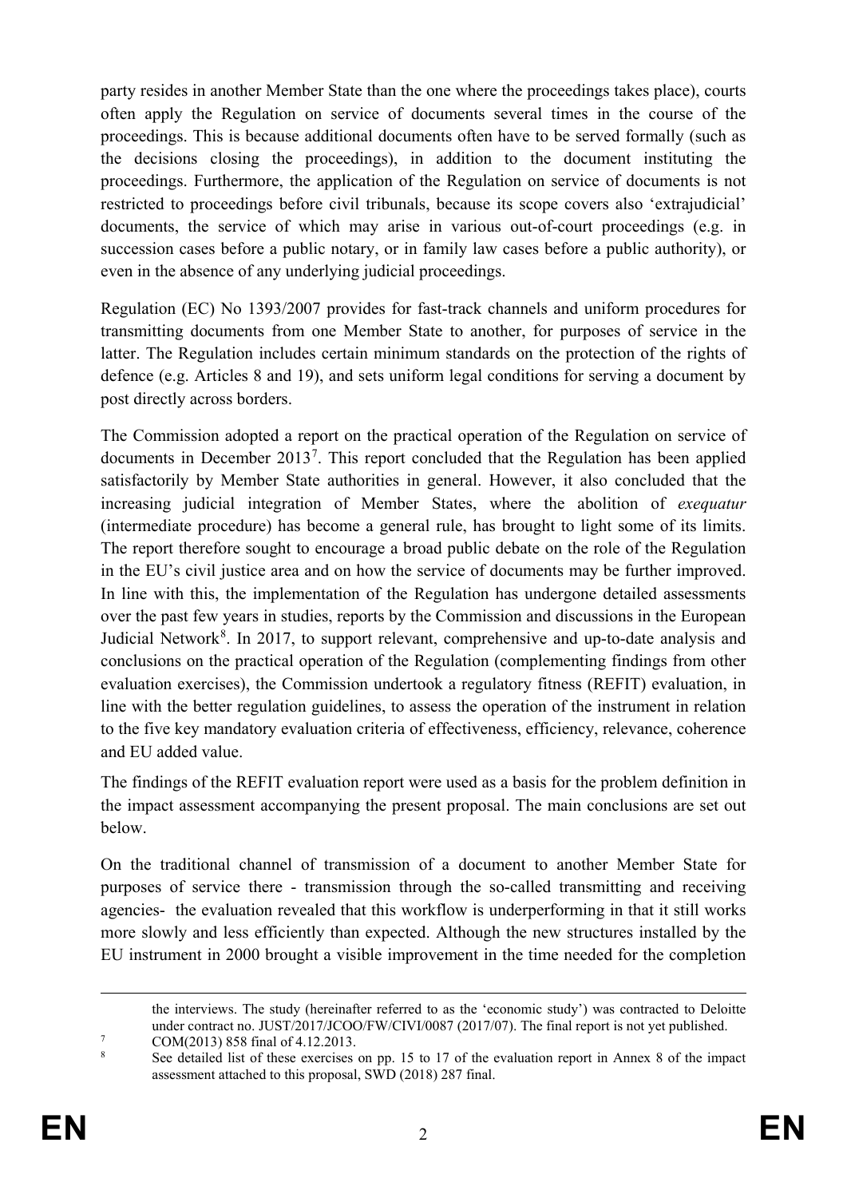party resides in another Member State than the one where the proceedings takes place), courts often apply the Regulation on service of documents several times in the course of the proceedings. This is because additional documents often have to be served formally (such as the decisions closing the proceedings), in addition to the document instituting the proceedings. Furthermore, the application of the Regulation on service of documents is not restricted to proceedings before civil tribunals, because its scope covers also 'extrajudicial' documents, the service of which may arise in various out-of-court proceedings (e.g. in succession cases before a public notary, or in family law cases before a public authority), or even in the absence of any underlying judicial proceedings.

Regulation (EC) No 1393/2007 provides for fast-track channels and uniform procedures for transmitting documents from one Member State to another, for purposes of service in the latter. The Regulation includes certain minimum standards on the protection of the rights of defence (e.g. Articles 8 and 19), and sets uniform legal conditions for serving a document by post directly across borders.

The Commission adopted a report on the practical operation of the Regulation on service of documents in December 2013[7]. This report concluded that the Regulation has been applied satisfactorily by Member State authorities in general. However, it also concluded that the increasing judicial integration of Member States, where the abolition of *exequatur* (intermediate procedure) has become a general rule, has brought to light some of its limits. The report therefore sought to encourage a broad public debate on the role of the Regulation in the EU's civil justice area and on how the service of documents may be further improved. In line with this, the implementation of the Regulation has undergone detailed assessments over the past few years in studies, reports by the Commission and discussions in the European Judicial Network[8]. In 2017, to support relevant, comprehensive and up-to-date analysis and conclusions on the practical operation of the Regulation (complementing findings from other evaluation exercises), the Commission undertook a regulatory fitness (REFIT) evaluation, in line with the better regulation guidelines, to assess the operation of the instrument in relation to the five key mandatory evaluation criteria of effectiveness, efficiency, relevance, coherence and EU added value.

The findings of the REFIT evaluation report were used as a basis for the problem definition in the impact assessment accompanying the present proposal. The main conclusions are set out below.

On the traditional channel of transmission of a document to another Member State for purposes of service there - transmission through the so-called transmitting and receiving agencies- the evaluation revealed that this workflow is underperforming in that it still works more slowly and less efficiently than expected. Although the new structures installed by the EU instrument in 2000 brought a visible improvement in the time needed for the completion

---

the interviews. The study (hereinafter referred to as the 'economic study') was contracted to Deloitte under contract no. JUST/2017/JCOO/FW/CIVI/0087 (2017/07). The final report is not yet published.

[7] COM(2013) 858 final of 4.12.2013.

[8] See detailed list of these exercises on pp. 15 to 17 of the evaluation report in Annex 8 of the impact assessment attached to this proposal, SWD (2018) 287 final.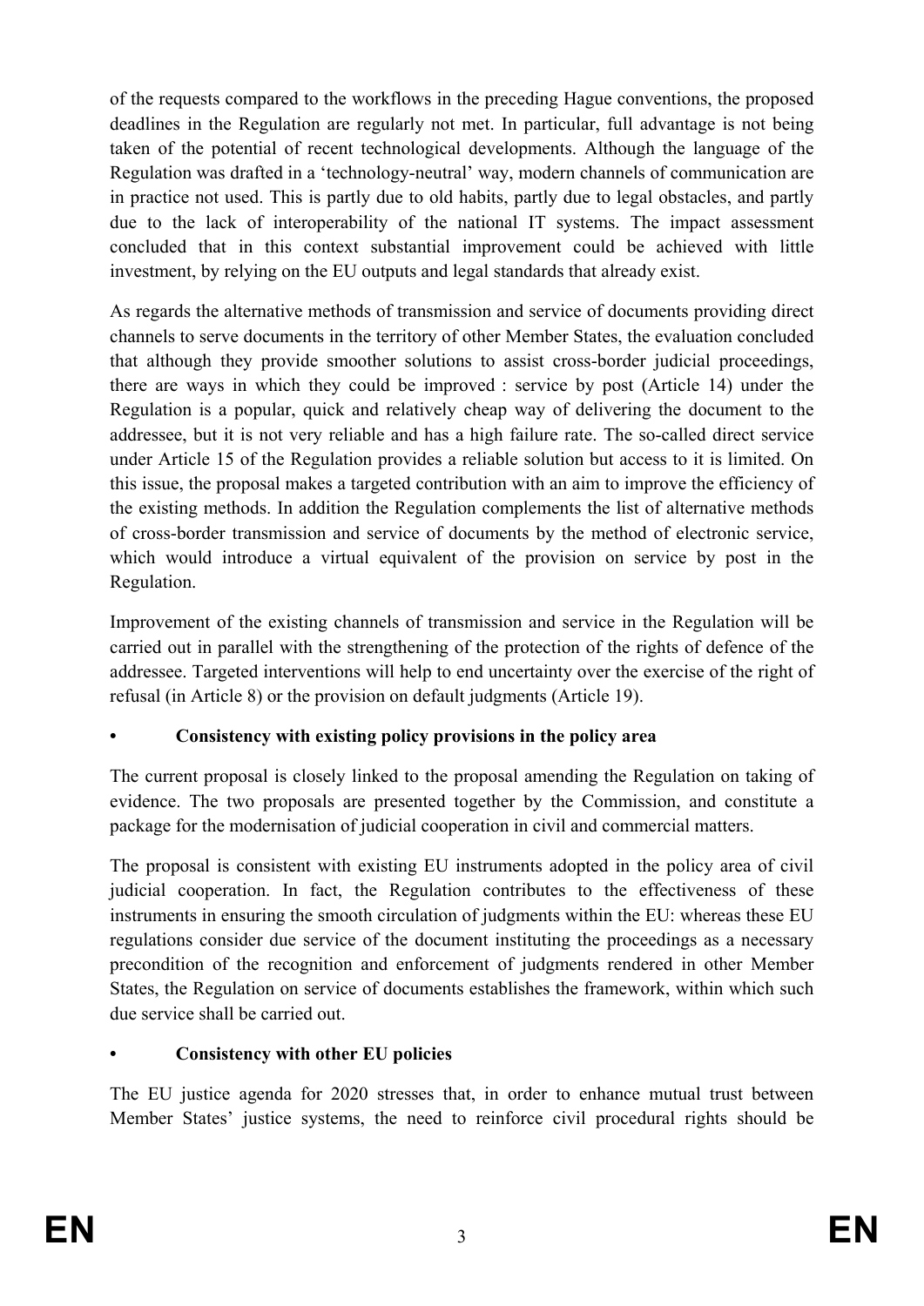of the requests compared to the workflows in the preceding Hague conventions, the proposed deadlines in the Regulation are regularly not met. In particular, full advantage is not being taken of the potential of recent technological developments. Although the language of the Regulation was drafted in a 'technology-neutral' way, modern channels of communication are in practice not used. This is partly due to old habits, partly due to legal obstacles, and partly due to the lack of interoperability of the national IT systems. The impact assessment concluded that in this context substantial improvement could be achieved with little investment, by relying on the EU outputs and legal standards that already exist.

As regards the alternative methods of transmission and service of documents providing direct channels to serve documents in the territory of other Member States, the evaluation concluded that although they provide smoother solutions to assist cross-border judicial proceedings, there are ways in which they could be improved : service by post (Article 14) under the Regulation is a popular, quick and relatively cheap way of delivering the document to the addressee, but it is not very reliable and has a high failure rate. The so-called direct service under Article 15 of the Regulation provides a reliable solution but access to it is limited. On this issue, the proposal makes a targeted contribution with an aim to improve the efficiency of the existing methods. In addition the Regulation complements the list of alternative methods of cross-border transmission and service of documents by the method of electronic service, which would introduce a virtual equivalent of the provision on service by post in the Regulation.

Improvement of the existing channels of transmission and service in the Regulation will be carried out in parallel with the strengthening of the protection of the rights of defence of the addressee. Targeted interventions will help to end uncertainty over the exercise of the right of refusal (in Article 8) or the provision on default judgments (Article 19).

- **Consistency with existing policy provisions in the policy area**

The current proposal is closely linked to the proposal amending the Regulation on taking of evidence. The two proposals are presented together by the Commission, and constitute a package for the modernisation of judicial cooperation in civil and commercial matters.

The proposal is consistent with existing EU instruments adopted in the policy area of civil judicial cooperation. In fact, the Regulation contributes to the effectiveness of these instruments in ensuring the smooth circulation of judgments within the EU: whereas these EU regulations consider due service of the document instituting the proceedings as a necessary precondition of the recognition and enforcement of judgments rendered in other Member States, the Regulation on service of documents establishes the framework, within which such due service shall be carried out.

- **Consistency with other EU policies**

The EU justice agenda for 2020 stresses that, in order to enhance mutual trust between Member States' justice systems, the need to reinforce civil procedural rights should be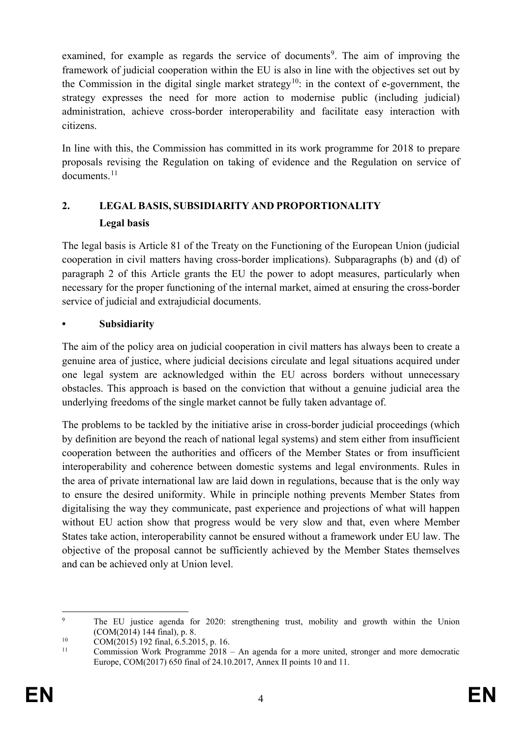examined, for example as regards the service of documents[9]. The aim of improving the framework of judicial cooperation within the EU is also in line with the objectives set out by the Commission in the digital single market strategy[10]: in the context of e-government, the strategy expresses the need for more action to modernise public (including judicial) administration, achieve cross-border interoperability and facilitate easy interaction with citizens.

In line with this, the Commission has committed in its work programme for 2018 to prepare proposals revising the Regulation on taking of evidence and the Regulation on service of documents.[11]

## 2. LEGAL BASIS, SUBSIDIARITY AND PROPORTIONALITY

### Legal basis

The legal basis is Article 81 of the Treaty on the Functioning of the European Union (judicial cooperation in civil matters having cross-border implications). Subparagraphs (b) and (d) of paragraph 2 of this Article grants the EU the power to adopt measures, particularly when necessary for the proper functioning of the internal market, aimed at ensuring the cross-border service of judicial and extrajudicial documents.

### • Subsidiarity

The aim of the policy area on judicial cooperation in civil matters has always been to create a genuine area of justice, where judicial decisions circulate and legal situations acquired under one legal system are acknowledged within the EU across borders without unnecessary obstacles. This approach is based on the conviction that without a genuine judicial area the underlying freedoms of the single market cannot be fully taken advantage of.

The problems to be tackled by the initiative arise in cross-border judicial proceedings (which by definition are beyond the reach of national legal systems) and stem either from insufficient cooperation between the authorities and officers of the Member States or from insufficient interoperability and coherence between domestic systems and legal environments. Rules in the area of private international law are laid down in regulations, because that is the only way to ensure the desired uniformity. While in principle nothing prevents Member States from digitalising the way they communicate, past experience and projections of what will happen without EU action show that progress would be very slow and that, even where Member States take action, interoperability cannot be ensured without a framework under EU law. The objective of the proposal cannot be sufficiently achieved by the Member States themselves and can be achieved only at Union level.

---

[9] The EU justice agenda for 2020: strengthening trust, mobility and growth within the Union (COM(2014) 144 final), p. 8.

[10] COM(2015) 192 final, 6.5.2015, p. 16.

[11] Commission Work Programme 2018 – An agenda for a more united, stronger and more democratic Europe, COM(2017) 650 final of 24.10.2017, Annex II points 10 and 11.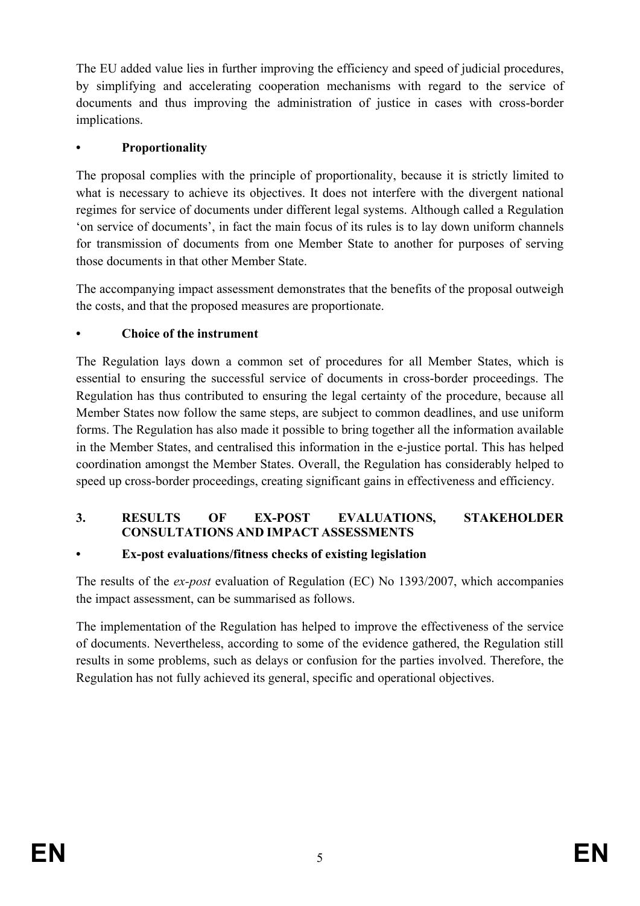The EU added value lies in further improving the efficiency and speed of judicial procedures, by simplifying and accelerating cooperation mechanisms with regard to the service of documents and thus improving the administration of justice in cases with cross-border implications.

- **Proportionality**

The proposal complies with the principle of proportionality, because it is strictly limited to what is necessary to achieve its objectives. It does not interfere with the divergent national regimes for service of documents under different legal systems. Although called a Regulation 'on service of documents', in fact the main focus of its rules is to lay down uniform channels for transmission of documents from one Member State to another for purposes of serving those documents in that other Member State.

The accompanying impact assessment demonstrates that the benefits of the proposal outweigh the costs, and that the proposed measures are proportionate.

- **Choice of the instrument**

The Regulation lays down a common set of procedures for all Member States, which is essential to ensuring the successful service of documents in cross-border proceedings. The Regulation has thus contributed to ensuring the legal certainty of the procedure, because all Member States now follow the same steps, are subject to common deadlines, and use uniform forms. The Regulation has also made it possible to bring together all the information available in the Member States, and centralised this information in the e-justice portal. This has helped coordination amongst the Member States. Overall, the Regulation has considerably helped to speed up cross-border proceedings, creating significant gains in effectiveness and efficiency.

## 3. RESULTS OF EX-POST EVALUATIONS, STAKEHOLDER CONSULTATIONS AND IMPACT ASSESSMENTS

- **Ex-post evaluations/fitness checks of existing legislation**

The results of the *ex-post* evaluation of Regulation (EC) No 1393/2007, which accompanies the impact assessment, can be summarised as follows.

The implementation of the Regulation has helped to improve the effectiveness of the service of documents. Nevertheless, according to some of the evidence gathered, the Regulation still results in some problems, such as delays or confusion for the parties involved. Therefore, the Regulation has not fully achieved its general, specific and operational objectives.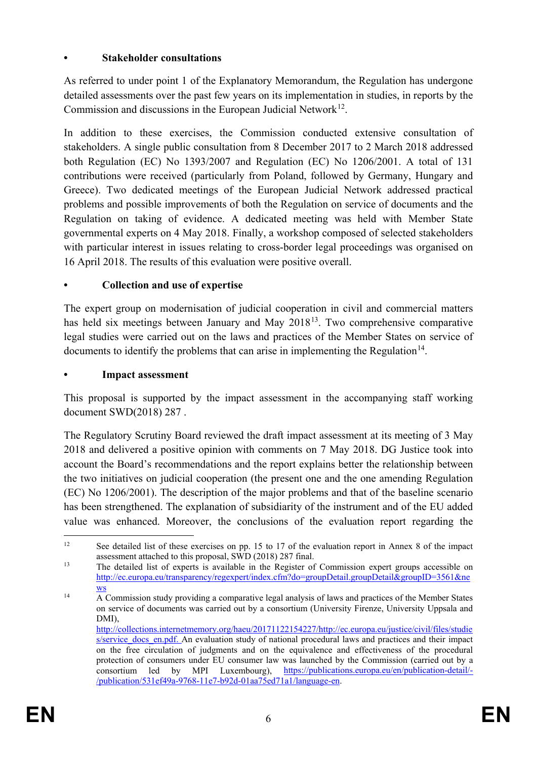- **Stakeholder consultations**

As referred to under point 1 of the Explanatory Memorandum, the Regulation has undergone detailed assessments over the past few years on its implementation in studies, in reports by the Commission and discussions in the European Judicial Network[12].

In addition to these exercises, the Commission conducted extensive consultation of stakeholders. A single public consultation from 8 December 2017 to 2 March 2018 addressed both Regulation (EC) No 1393/2007 and Regulation (EC) No 1206/2001. A total of 131 contributions were received (particularly from Poland, followed by Germany, Hungary and Greece). Two dedicated meetings of the European Judicial Network addressed practical problems and possible improvements of both the Regulation on service of documents and the Regulation on taking of evidence. A dedicated meeting was held with Member State governmental experts on 4 May 2018. Finally, a workshop composed of selected stakeholders with particular interest in issues relating to cross-border legal proceedings was organised on 16 April 2018. The results of this evaluation were positive overall.

- **Collection and use of expertise**

The expert group on modernisation of judicial cooperation in civil and commercial matters has held six meetings between January and May 2018[13]. Two comprehensive comparative legal studies were carried out on the laws and practices of the Member States on service of documents to identify the problems that can arise in implementing the Regulation[14].

- **Impact assessment**

This proposal is supported by the impact assessment in the accompanying staff working document SWD(2018) 287 .

The Regulatory Scrutiny Board reviewed the draft impact assessment at its meeting of 3 May 2018 and delivered a positive opinion with comments on 7 May 2018. DG Justice took into account the Board's recommendations and the report explains better the relationship between the two initiatives on judicial cooperation (the present one and the one amending Regulation (EC) No 1206/2001). The description of the major problems and that of the baseline scenario has been strengthened. The explanation of subsidiarity of the instrument and of the EU added value was enhanced. Moreover, the conclusions of the evaluation report regarding the

---

[12] See detailed list of these exercises on pp. 15 to 17 of the evaluation report in Annex 8 of the impact assessment attached to this proposal, SWD (2018) 287 final.

[13] The detailed list of experts is available in the Register of Commission expert groups accessible on http://ec.europa.eu/transparency/regexpert/index.cfm?do=groupDetail.groupDetail&groupID=3561&news

[14] A Commission study providing a comparative legal analysis of laws and practices of the Member States on service of documents was carried out by a consortium (University Firenze, University Uppsala and DMI), http://collections.internetmemory.org/haeu/20171122154227/http://ec.europa.eu/justice/civil/files/studies/service_docs_en.pdf. An evaluation study of national procedural laws and practices and their impact on the free circulation of judgments and on the equivalence and effectiveness of the procedural protection of consumers under EU consumer law was launched by the Commission (carried out by a consortium led by MPI Luxembourg), https://publications.europa.eu/en/publication-detail/-/publication/531ef49a-9768-11e7-b92d-01aa75ed71a1/language-en.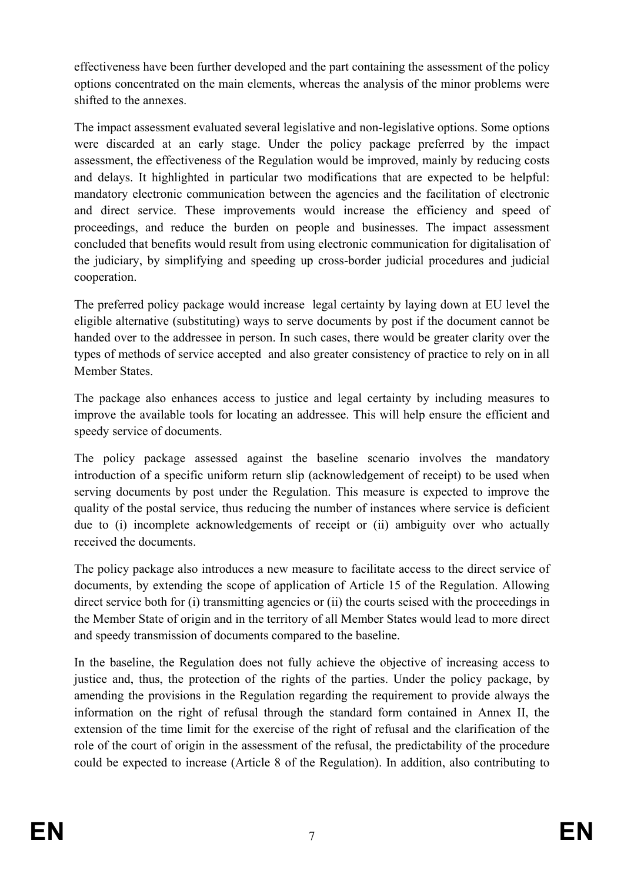effectiveness have been further developed and the part containing the assessment of the policy options concentrated on the main elements, whereas the analysis of the minor problems were shifted to the annexes.

The impact assessment evaluated several legislative and non-legislative options. Some options were discarded at an early stage. Under the policy package preferred by the impact assessment, the effectiveness of the Regulation would be improved, mainly by reducing costs and delays. It highlighted in particular two modifications that are expected to be helpful: mandatory electronic communication between the agencies and the facilitation of electronic and direct service. These improvements would increase the efficiency and speed of proceedings, and reduce the burden on people and businesses. The impact assessment concluded that benefits would result from using electronic communication for digitalisation of the judiciary, by simplifying and speeding up cross-border judicial procedures and judicial cooperation.

The preferred policy package would increase legal certainty by laying down at EU level the eligible alternative (substituting) ways to serve documents by post if the document cannot be handed over to the addressee in person. In such cases, there would be greater clarity over the types of methods of service accepted and also greater consistency of practice to rely on in all Member States.

The package also enhances access to justice and legal certainty by including measures to improve the available tools for locating an addressee. This will help ensure the efficient and speedy service of documents.

The policy package assessed against the baseline scenario involves the mandatory introduction of a specific uniform return slip (acknowledgement of receipt) to be used when serving documents by post under the Regulation. This measure is expected to improve the quality of the postal service, thus reducing the number of instances where service is deficient due to (i) incomplete acknowledgements of receipt or (ii) ambiguity over who actually received the documents.

The policy package also introduces a new measure to facilitate access to the direct service of documents, by extending the scope of application of Article 15 of the Regulation. Allowing direct service both for (i) transmitting agencies or (ii) the courts seised with the proceedings in the Member State of origin and in the territory of all Member States would lead to more direct and speedy transmission of documents compared to the baseline.

In the baseline, the Regulation does not fully achieve the objective of increasing access to justice and, thus, the protection of the rights of the parties. Under the policy package, by amending the provisions in the Regulation regarding the requirement to provide always the information on the right of refusal through the standard form contained in Annex II, the extension of the time limit for the exercise of the right of refusal and the clarification of the role of the court of origin in the assessment of the refusal, the predictability of the procedure could be expected to increase (Article 8 of the Regulation). In addition, also contributing to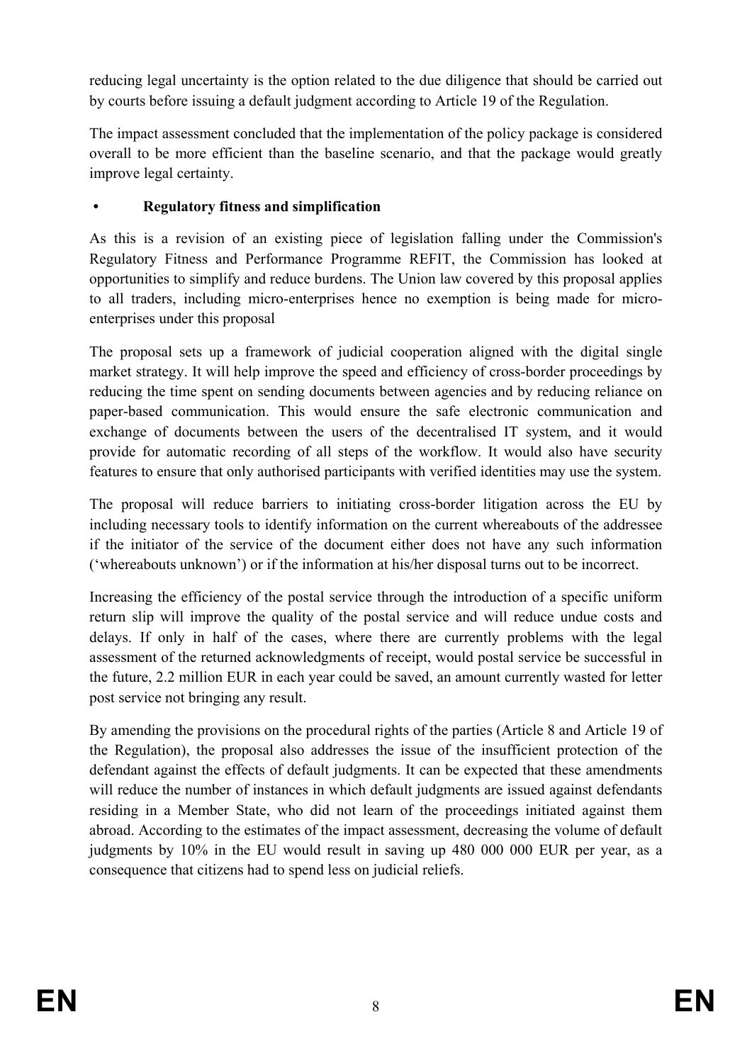reducing legal uncertainty is the option related to the due diligence that should be carried out by courts before issuing a default judgment according to Article 19 of the Regulation.

The impact assessment concluded that the implementation of the policy package is considered overall to be more efficient than the baseline scenario, and that the package would greatly improve legal certainty.

- **Regulatory fitness and simplification**

As this is a revision of an existing piece of legislation falling under the Commission's Regulatory Fitness and Performance Programme REFIT, the Commission has looked at opportunities to simplify and reduce burdens. The Union law covered by this proposal applies to all traders, including micro-enterprises hence no exemption is being made for micro-enterprises under this proposal

The proposal sets up a framework of judicial cooperation aligned with the digital single market strategy. It will help improve the speed and efficiency of cross-border proceedings by reducing the time spent on sending documents between agencies and by reducing reliance on paper-based communication. This would ensure the safe electronic communication and exchange of documents between the users of the decentralised IT system, and it would provide for automatic recording of all steps of the workflow. It would also have security features to ensure that only authorised participants with verified identities may use the system.

The proposal will reduce barriers to initiating cross-border litigation across the EU by including necessary tools to identify information on the current whereabouts of the addressee if the initiator of the service of the document either does not have any such information ('whereabouts unknown') or if the information at his/her disposal turns out to be incorrect.

Increasing the efficiency of the postal service through the introduction of a specific uniform return slip will improve the quality of the postal service and will reduce undue costs and delays. If only in half of the cases, where there are currently problems with the legal assessment of the returned acknowledgments of receipt, would postal service be successful in the future, 2.2 million EUR in each year could be saved, an amount currently wasted for letter post service not bringing any result.

By amending the provisions on the procedural rights of the parties (Article 8 and Article 19 of the Regulation), the proposal also addresses the issue of the insufficient protection of the defendant against the effects of default judgments. It can be expected that these amendments will reduce the number of instances in which default judgments are issued against defendants residing in a Member State, who did not learn of the proceedings initiated against them abroad. According to the estimates of the impact assessment, decreasing the volume of default judgments by 10% in the EU would result in saving up 480 000 000 EUR per year, as a consequence that citizens had to spend less on judicial reliefs.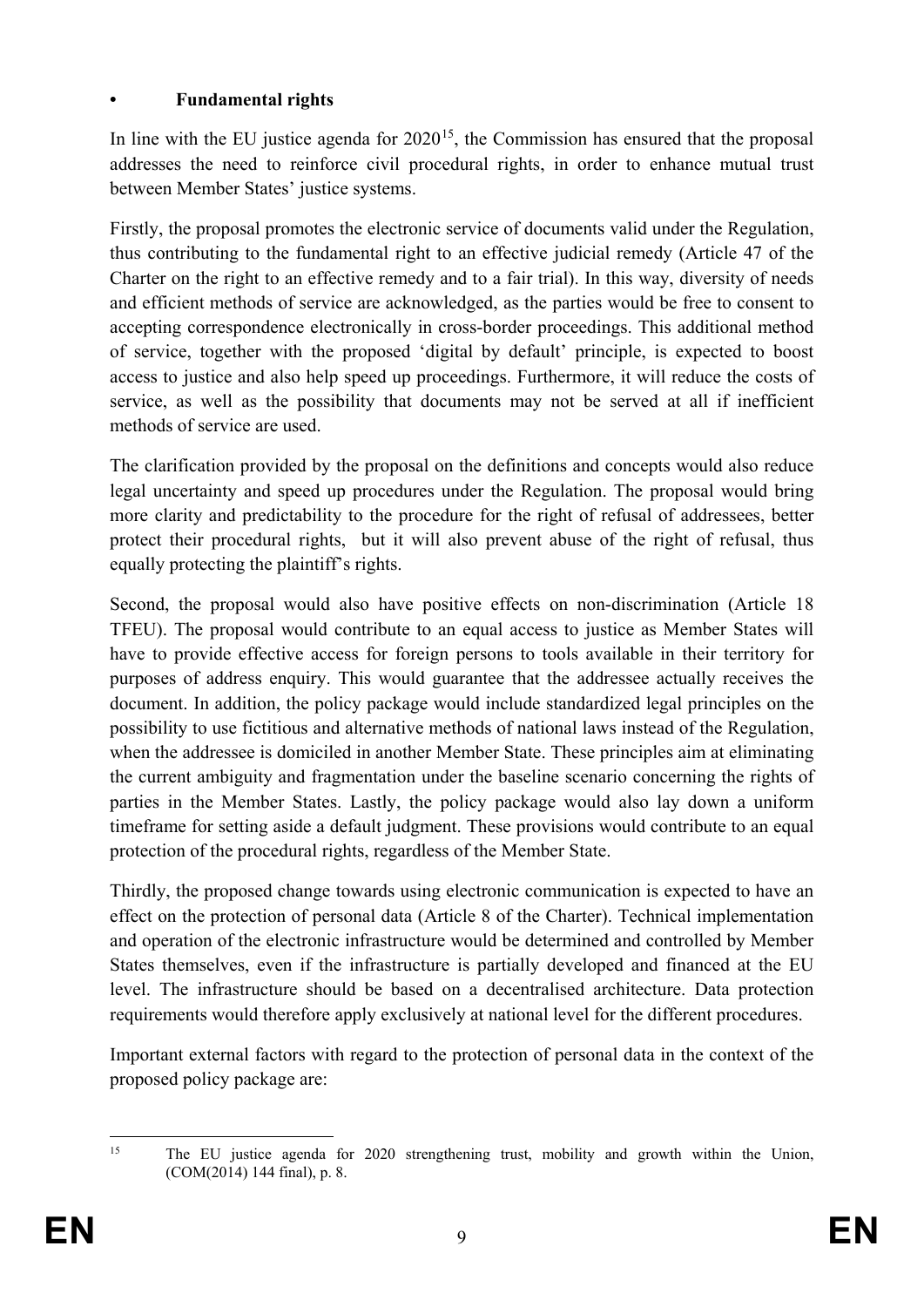- **Fundamental rights**

In line with the EU justice agenda for 2020[15], the Commission has ensured that the proposal addresses the need to reinforce civil procedural rights, in order to enhance mutual trust between Member States' justice systems.

Firstly, the proposal promotes the electronic service of documents valid under the Regulation, thus contributing to the fundamental right to an effective judicial remedy (Article 47 of the Charter on the right to an effective remedy and to a fair trial). In this way, diversity of needs and efficient methods of service are acknowledged, as the parties would be free to consent to accepting correspondence electronically in cross-border proceedings. This additional method of service, together with the proposed 'digital by default' principle, is expected to boost access to justice and also help speed up proceedings. Furthermore, it will reduce the costs of service, as well as the possibility that documents may not be served at all if inefficient methods of service are used.

The clarification provided by the proposal on the definitions and concepts would also reduce legal uncertainty and speed up procedures under the Regulation. The proposal would bring more clarity and predictability to the procedure for the right of refusal of addressees, better protect their procedural rights, but it will also prevent abuse of the right of refusal, thus equally protecting the plaintiff's rights.

Second, the proposal would also have positive effects on non-discrimination (Article 18 TFEU). The proposal would contribute to an equal access to justice as Member States will have to provide effective access for foreign persons to tools available in their territory for purposes of address enquiry. This would guarantee that the addressee actually receives the document. In addition, the policy package would include standardized legal principles on the possibility to use fictitious and alternative methods of national laws instead of the Regulation, when the addressee is domiciled in another Member State. These principles aim at eliminating the current ambiguity and fragmentation under the baseline scenario concerning the rights of parties in the Member States. Lastly, the policy package would also lay down a uniform timeframe for setting aside a default judgment. These provisions would contribute to an equal protection of the procedural rights, regardless of the Member State.

Thirdly, the proposed change towards using electronic communication is expected to have an effect on the protection of personal data (Article 8 of the Charter). Technical implementation and operation of the electronic infrastructure would be determined and controlled by Member States themselves, even if the infrastructure is partially developed and financed at the EU level. The infrastructure should be based on a decentralised architecture. Data protection requirements would therefore apply exclusively at national level for the different procedures.

Important external factors with regard to the protection of personal data in the context of the proposed policy package are:

---

[15] The EU justice agenda for 2020 strengthening trust, mobility and growth within the Union, (COM(2014) 144 final), p. 8.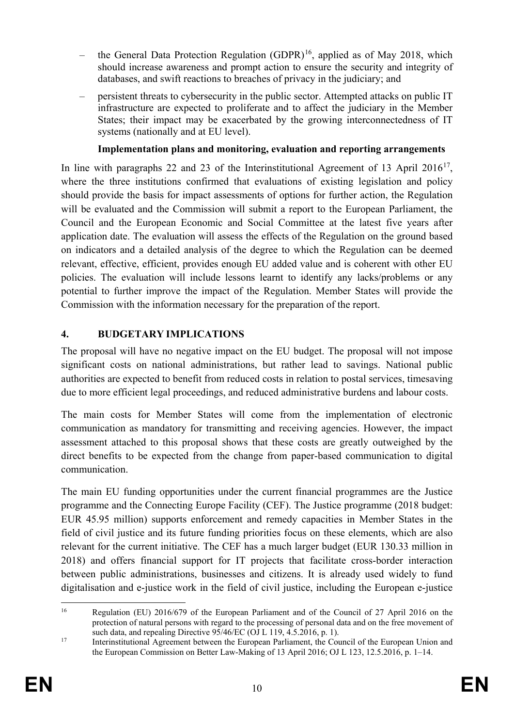– the General Data Protection Regulation (GDPR)[16], applied as of May 2018, which should increase awareness and prompt action to ensure the security and integrity of databases, and swift reactions to breaches of privacy in the judiciary; and

– persistent threats to cybersecurity in the public sector. Attempted attacks on public IT infrastructure are expected to proliferate and to affect the judiciary in the Member States; their impact may be exacerbated by the growing interconnectedness of IT systems (nationally and at EU level).

**Implementation plans and monitoring, evaluation and reporting arrangements**

In line with paragraphs 22 and 23 of the Interinstitutional Agreement of 13 April 2016[17], where the three institutions confirmed that evaluations of existing legislation and policy should provide the basis for impact assessments of options for further action, the Regulation will be evaluated and the Commission will submit a report to the European Parliament, the Council and the European Economic and Social Committee at the latest five years after application date. The evaluation will assess the effects of the Regulation on the ground based on indicators and a detailed analysis of the degree to which the Regulation can be deemed relevant, effective, efficient, provides enough EU added value and is coherent with other EU policies. The evaluation will include lessons learnt to identify any lacks/problems or any potential to further improve the impact of the Regulation. Member States will provide the Commission with the information necessary for the preparation of the report.

## 4. BUDGETARY IMPLICATIONS

The proposal will have no negative impact on the EU budget. The proposal will not impose significant costs on national administrations, but rather lead to savings. National public authorities are expected to benefit from reduced costs in relation to postal services, timesaving due to more efficient legal proceedings, and reduced administrative burdens and labour costs.

The main costs for Member States will come from the implementation of electronic communication as mandatory for transmitting and receiving agencies. However, the impact assessment attached to this proposal shows that these costs are greatly outweighed by the direct benefits to be expected from the change from paper-based communication to digital communication.

The main EU funding opportunities under the current financial programmes are the Justice programme and the Connecting Europe Facility (CEF). The Justice programme (2018 budget: EUR 45.95 million) supports enforcement and remedy capacities in Member States in the field of civil justice and its future funding priorities focus on these elements, which are also relevant for the current initiative. The CEF has a much larger budget (EUR 130.33 million in 2018) and offers financial support for IT projects that facilitate cross-border interaction between public administrations, businesses and citizens. It is already used widely to fund digitalisation and e-justice work in the field of civil justice, including the European e-justice

---

[16] Regulation (EU) 2016/679 of the European Parliament and of the Council of 27 April 2016 on the protection of natural persons with regard to the processing of personal data and on the free movement of such data, and repealing Directive 95/46/EC (OJ L 119, 4.5.2016, p. 1).

[17] Interinstitutional Agreement between the European Parliament, the Council of the European Union and the European Commission on Better Law-Making of 13 April 2016; OJ L 123, 12.5.2016, p. 1–14.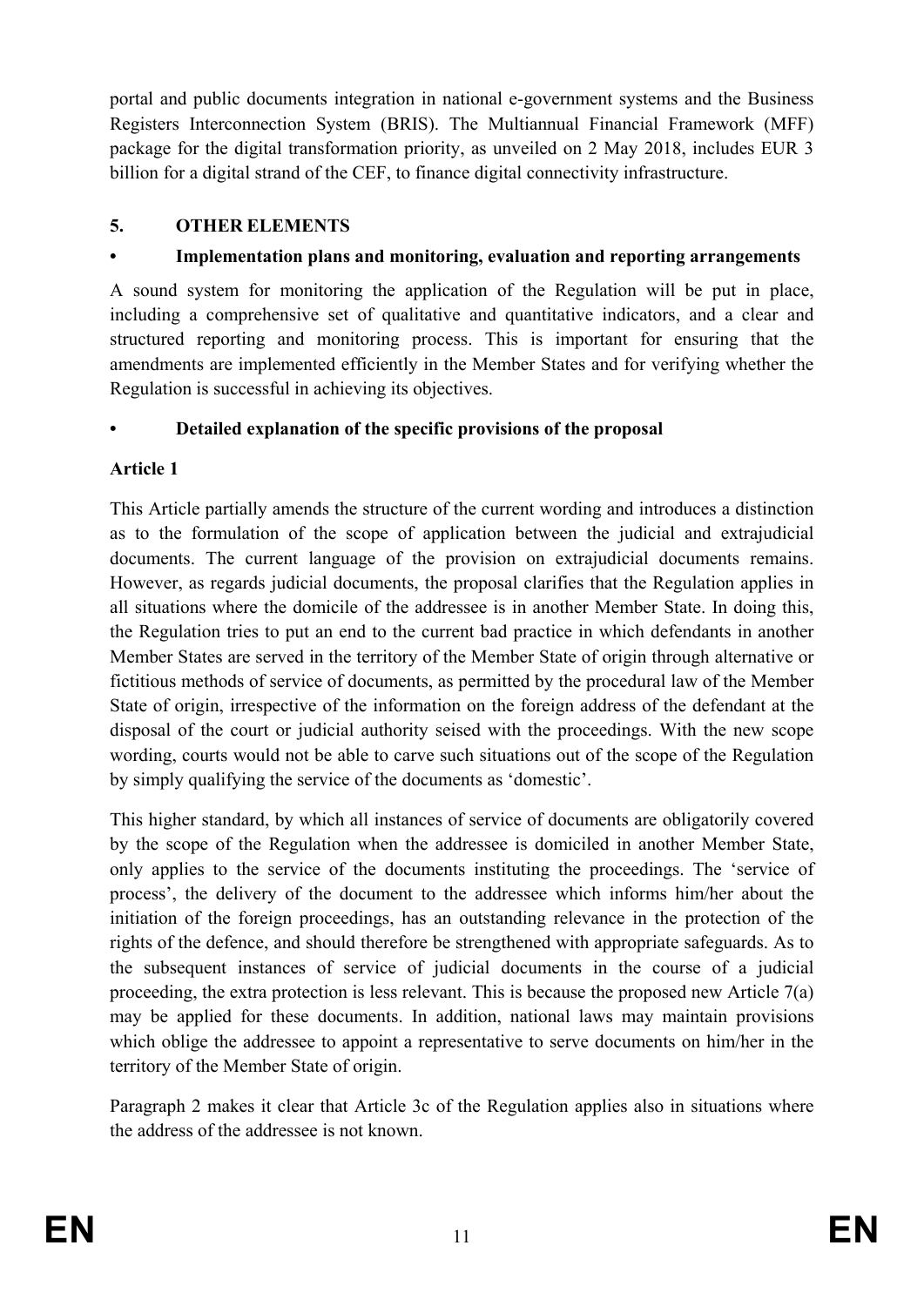portal and public documents integration in national e-government systems and the Business Registers Interconnection System (BRIS). The Multiannual Financial Framework (MFF) package for the digital transformation priority, as unveiled on 2 May 2018, includes EUR 3 billion for a digital strand of the CEF, to finance digital connectivity infrastructure.

## 5. OTHER ELEMENTS

### • Implementation plans and monitoring, evaluation and reporting arrangements

A sound system for monitoring the application of the Regulation will be put in place, including a comprehensive set of qualitative and quantitative indicators, and a clear and structured reporting and monitoring process. This is important for ensuring that the amendments are implemented efficiently in the Member States and for verifying whether the Regulation is successful in achieving its objectives.

### • Detailed explanation of the specific provisions of the proposal

**Article 1**

This Article partially amends the structure of the current wording and introduces a distinction as to the formulation of the scope of application between the judicial and extrajudicial documents. The current language of the provision on extrajudicial documents remains. However, as regards judicial documents, the proposal clarifies that the Regulation applies in all situations where the domicile of the addressee is in another Member State. In doing this, the Regulation tries to put an end to the current bad practice in which defendants in another Member States are served in the territory of the Member State of origin through alternative or fictitious methods of service of documents, as permitted by the procedural law of the Member State of origin, irrespective of the information on the foreign address of the defendant at the disposal of the court or judicial authority seised with the proceedings. With the new scope wording, courts would not be able to carve such situations out of the scope of the Regulation by simply qualifying the service of the documents as 'domestic'.

This higher standard, by which all instances of service of documents are obligatorily covered by the scope of the Regulation when the addressee is domiciled in another Member State, only applies to the service of the documents instituting the proceedings. The 'service of process', the delivery of the document to the addressee which informs him/her about the initiation of the foreign proceedings, has an outstanding relevance in the protection of the rights of the defence, and should therefore be strengthened with appropriate safeguards. As to the subsequent instances of service of judicial documents in the course of a judicial proceeding, the extra protection is less relevant. This is because the proposed new Article 7(a) may be applied for these documents. In addition, national laws may maintain provisions which oblige the addressee to appoint a representative to serve documents on him/her in the territory of the Member State of origin.

Paragraph 2 makes it clear that Article 3c of the Regulation applies also in situations where the address of the addressee is not known.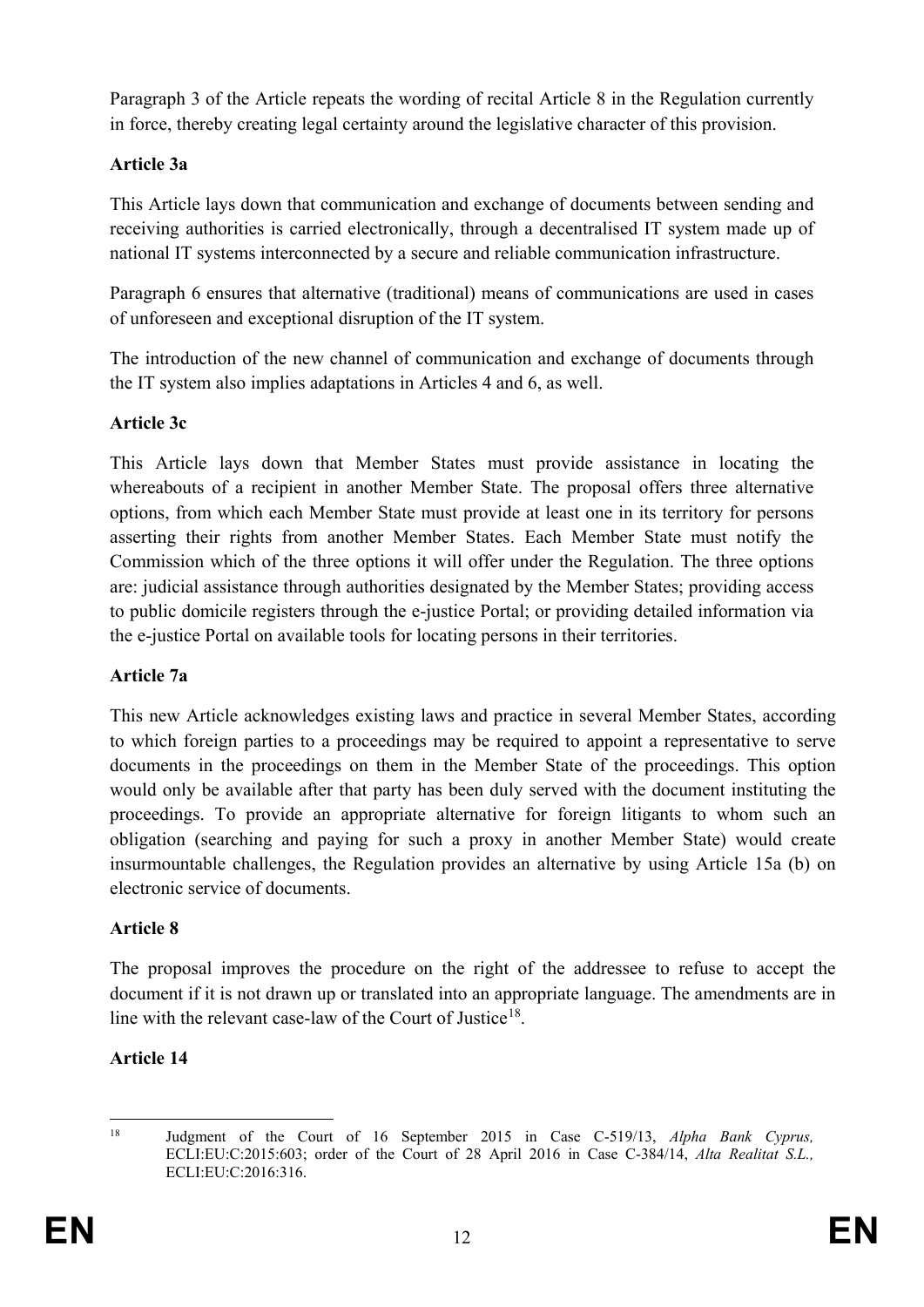Paragraph 3 of the Article repeats the wording of recital Article 8 in the Regulation currently in force, thereby creating legal certainty around the legislative character of this provision.

**Article 3a**

This Article lays down that communication and exchange of documents between sending and receiving authorities is carried electronically, through a decentralised IT system made up of national IT systems interconnected by a secure and reliable communication infrastructure.

Paragraph 6 ensures that alternative (traditional) means of communications are used in cases of unforeseen and exceptional disruption of the IT system.

The introduction of the new channel of communication and exchange of documents through the IT system also implies adaptations in Articles 4 and 6, as well.

**Article 3c**

This Article lays down that Member States must provide assistance in locating the whereabouts of a recipient in another Member State. The proposal offers three alternative options, from which each Member State must provide at least one in its territory for persons asserting their rights from another Member States. Each Member State must notify the Commission which of the three options it will offer under the Regulation. The three options are: judicial assistance through authorities designated by the Member States; providing access to public domicile registers through the e-justice Portal; or providing detailed information via the e-justice Portal on available tools for locating persons in their territories.

**Article 7a**

This new Article acknowledges existing laws and practice in several Member States, according to which foreign parties to a proceedings may be required to appoint a representative to serve documents in the proceedings on them in the Member State of the proceedings. This option would only be available after that party has been duly served with the document instituting the proceedings. To provide an appropriate alternative for foreign litigants to whom such an obligation (searching and paying for such a proxy in another Member State) would create insurmountable challenges, the Regulation provides an alternative by using Article 15a (b) on electronic service of documents.

**Article 8**

The proposal improves the procedure on the right of the addressee to refuse to accept the document if it is not drawn up or translated into an appropriate language. The amendments are in line with the relevant case-law of the Court of Justice[18].

**Article 14**

[18] Judgment of the Court of 16 September 2015 in Case C-519/13, *Alpha Bank Cyprus,* ECLI:EU:C:2015:603; order of the Court of 28 April 2016 in Case C-384/14, *Alta Realitat S.L.,* ECLI:EU:C:2016:316.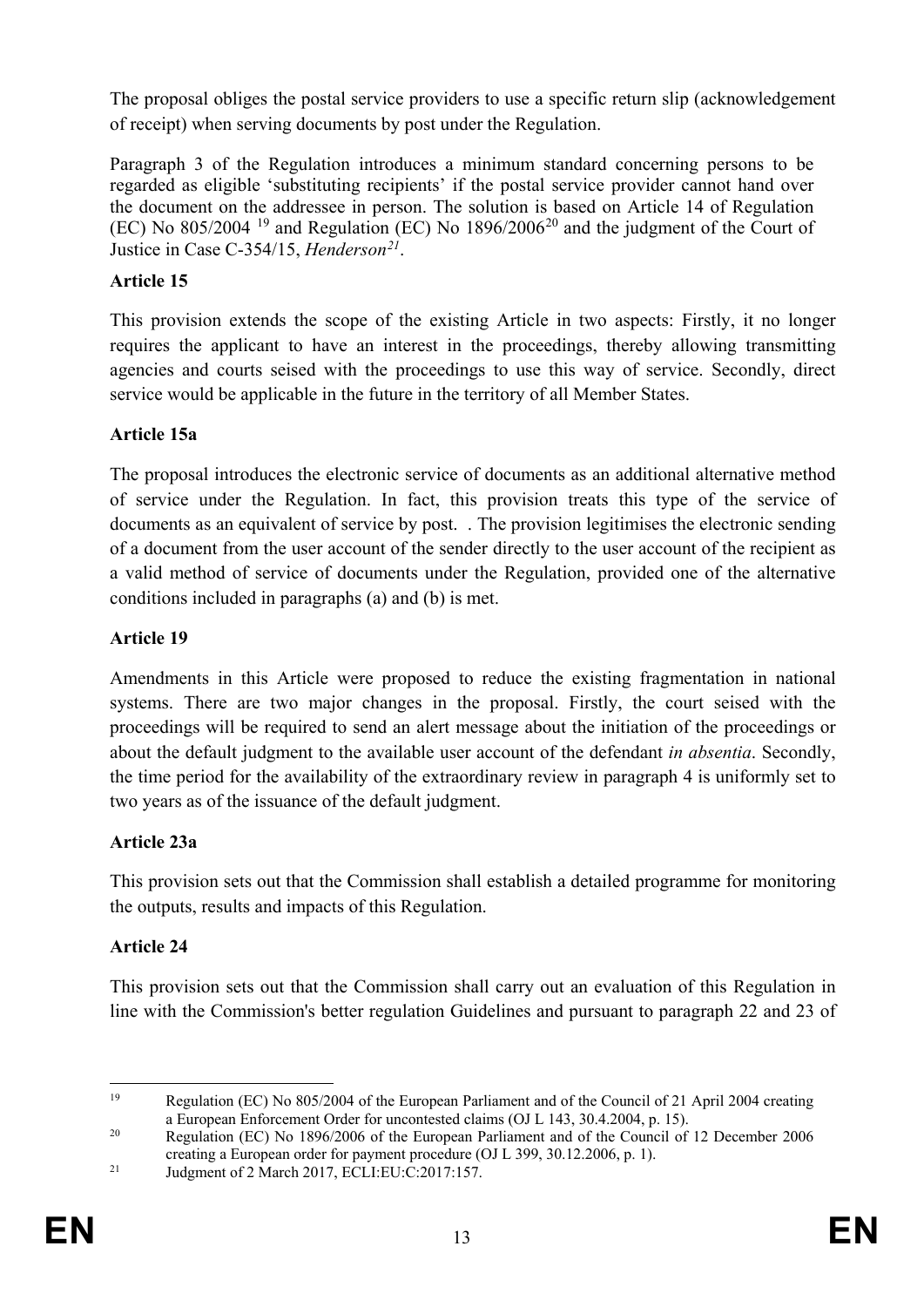The proposal obliges the postal service providers to use a specific return slip (acknowledgement of receipt) when serving documents by post under the Regulation.

Paragraph 3 of the Regulation introduces a minimum standard concerning persons to be regarded as eligible 'substituting recipients' if the postal service provider cannot hand over the document on the addressee in person. The solution is based on Article 14 of Regulation (EC) No 805/2004 [19] and Regulation (EC) No 1896/2006[20] and the judgment of the Court of Justice in Case C-354/15, *Henderson*[21].

**Article 15**

This provision extends the scope of the existing Article in two aspects: Firstly, it no longer requires the applicant to have an interest in the proceedings, thereby allowing transmitting agencies and courts seised with the proceedings to use this way of service. Secondly, direct service would be applicable in the future in the territory of all Member States.

**Article 15a**

The proposal introduces the electronic service of documents as an additional alternative method of service under the Regulation. In fact, this provision treats this type of the service of documents as an equivalent of service by post. . The provision legitimises the electronic sending of a document from the user account of the sender directly to the user account of the recipient as a valid method of service of documents under the Regulation, provided one of the alternative conditions included in paragraphs (a) and (b) is met.

**Article 19**

Amendments in this Article were proposed to reduce the existing fragmentation in national systems. There are two major changes in the proposal. Firstly, the court seised with the proceedings will be required to send an alert message about the initiation of the proceedings or about the default judgment to the available user account of the defendant *in absentia*. Secondly, the time period for the availability of the extraordinary review in paragraph 4 is uniformly set to two years as of the issuance of the default judgment.

**Article 23a**

This provision sets out that the Commission shall establish a detailed programme for monitoring the outputs, results and impacts of this Regulation.

**Article 24**

This provision sets out that the Commission shall carry out an evaluation of this Regulation in line with the Commission's better regulation Guidelines and pursuant to paragraph 22 and 23 of

---

[19] Regulation (EC) No 805/2004 of the European Parliament and of the Council of 21 April 2004 creating a European Enforcement Order for uncontested claims (OJ L 143, 30.4.2004, p. 15).

[20] Regulation (EC) No 1896/2006 of the European Parliament and of the Council of 12 December 2006 creating a European order for payment procedure (OJ L 399, 30.12.2006, p. 1).

[21] Judgment of 2 March 2017, ECLI:EU:C:2017:157.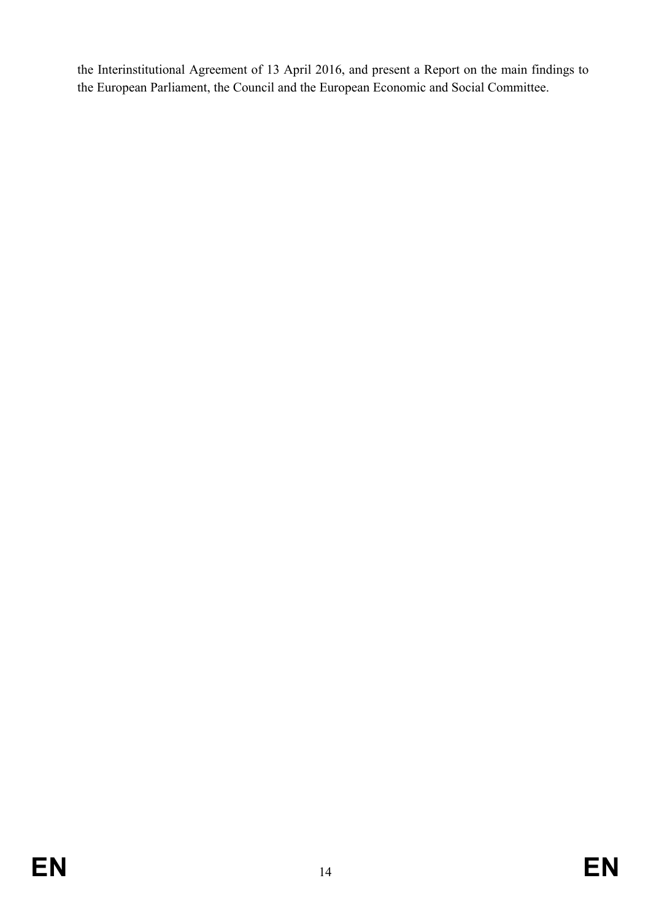the Interinstitutional Agreement of 13 April 2016, and present a Report on the main findings to the European Parliament, the Council and the European Economic and Social Committee.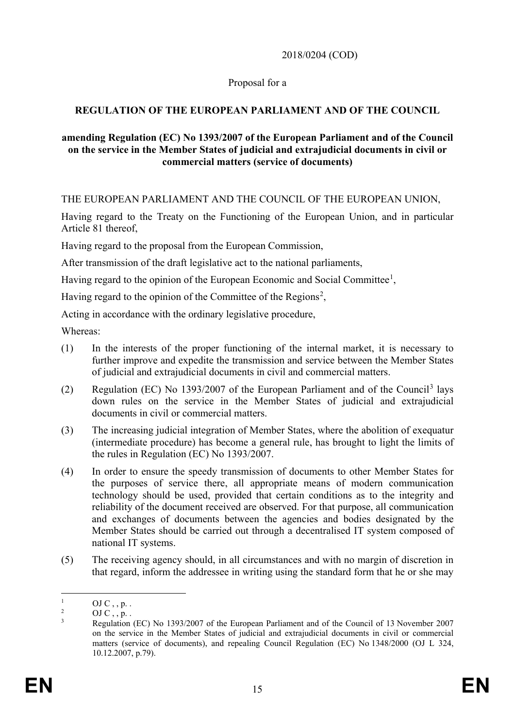2018/0204 (COD)

Proposal for a

**REGULATION OF THE EUROPEAN PARLIAMENT AND OF THE COUNCIL**

**amending Regulation (EC) No 1393/2007 of the European Parliament and of the Council on the service in the Member States of judicial and extrajudicial documents in civil or commercial matters (service of documents)**

THE EUROPEAN PARLIAMENT AND THE COUNCIL OF THE EUROPEAN UNION,

Having regard to the Treaty on the Functioning of the European Union, and in particular Article 81 thereof,

Having regard to the proposal from the European Commission,

After transmission of the draft legislative act to the national parliaments,

Having regard to the opinion of the European Economic and Social Committee[1],

Having regard to the opinion of the Committee of the Regions[2],

Acting in accordance with the ordinary legislative procedure,

Whereas:

(1) In the interests of the proper functioning of the internal market, it is necessary to further improve and expedite the transmission and service between the Member States of judicial and extrajudicial documents in civil and commercial matters.

(2) Regulation (EC) No 1393/2007 of the European Parliament and of the Council[3] lays down rules on the service in the Member States of judicial and extrajudicial documents in civil or commercial matters.

(3) The increasing judicial integration of Member States, where the abolition of exequatur (intermediate procedure) has become a general rule, has brought to light the limits of the rules in Regulation (EC) No 1393/2007.

(4) In order to ensure the speedy transmission of documents to other Member States for the purposes of service there, all appropriate means of modern communication technology should be used, provided that certain conditions as to the integrity and reliability of the document received are observed. For that purpose, all communication and exchanges of documents between the agencies and bodies designated by the Member States should be carried out through a decentralised IT system composed of national IT systems.

(5) The receiving agency should, in all circumstances and with no margin of discretion in that regard, inform the addressee in writing using the standard form that he or she may

---

[1] OJ C , , p. .

[2] OJ C , , p. .

[3] Regulation (EC) No 1393/2007 of the European Parliament and of the Council of 13 November 2007 on the service in the Member States of judicial and extrajudicial documents in civil or commercial matters (service of documents), and repealing Council Regulation (EC) No 1348/2000 (OJ L 324, 10.12.2007, p.79).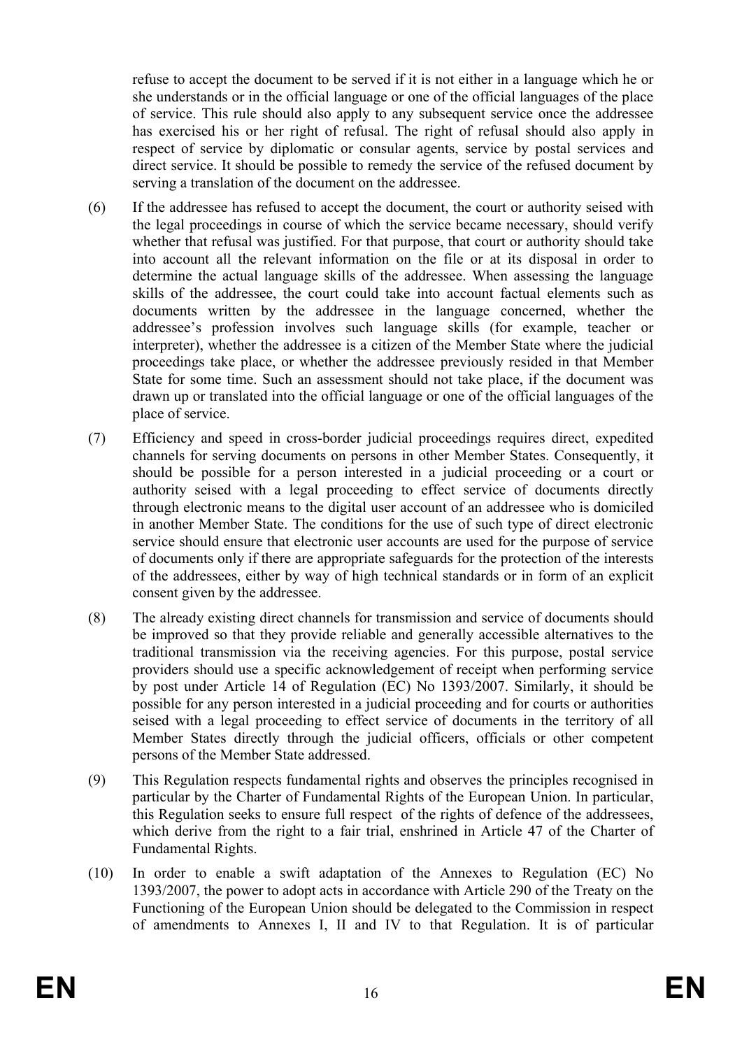refuse to accept the document to be served if it is not either in a language which he or she understands or in the official language or one of the official languages of the place of service. This rule should also apply to any subsequent service once the addressee has exercised his or her right of refusal. The right of refusal should also apply in respect of service by diplomatic or consular agents, service by postal services and direct service. It should be possible to remedy the service of the refused document by serving a translation of the document on the addressee.

(6) If the addressee has refused to accept the document, the court or authority seised with the legal proceedings in course of which the service became necessary, should verify whether that refusal was justified. For that purpose, that court or authority should take into account all the relevant information on the file or at its disposal in order to determine the actual language skills of the addressee. When assessing the language skills of the addressee, the court could take into account factual elements such as documents written by the addressee in the language concerned, whether the addressee's profession involves such language skills (for example, teacher or interpreter), whether the addressee is a citizen of the Member State where the judicial proceedings take place, or whether the addressee previously resided in that Member State for some time. Such an assessment should not take place, if the document was drawn up or translated into the official language or one of the official languages of the place of service.

(7) Efficiency and speed in cross-border judicial proceedings requires direct, expedited channels for serving documents on persons in other Member States. Consequently, it should be possible for a person interested in a judicial proceeding or a court or authority seised with a legal proceeding to effect service of documents directly through electronic means to the digital user account of an addressee who is domiciled in another Member State. The conditions for the use of such type of direct electronic service should ensure that electronic user accounts are used for the purpose of service of documents only if there are appropriate safeguards for the protection of the interests of the addressees, either by way of high technical standards or in form of an explicit consent given by the addressee.

(8) The already existing direct channels for transmission and service of documents should be improved so that they provide reliable and generally accessible alternatives to the traditional transmission via the receiving agencies. For this purpose, postal service providers should use a specific acknowledgement of receipt when performing service by post under Article 14 of Regulation (EC) No 1393/2007. Similarly, it should be possible for any person interested in a judicial proceeding and for courts or authorities seised with a legal proceeding to effect service of documents in the territory of all Member States directly through the judicial officers, officials or other competent persons of the Member State addressed.

(9) This Regulation respects fundamental rights and observes the principles recognised in particular by the Charter of Fundamental Rights of the European Union. In particular, this Regulation seeks to ensure full respect of the rights of defence of the addressees, which derive from the right to a fair trial, enshrined in Article 47 of the Charter of Fundamental Rights.

(10) In order to enable a swift adaptation of the Annexes to Regulation (EC) No 1393/2007, the power to adopt acts in accordance with Article 290 of the Treaty on the Functioning of the European Union should be delegated to the Commission in respect of amendments to Annexes I, II and IV to that Regulation. It is of particular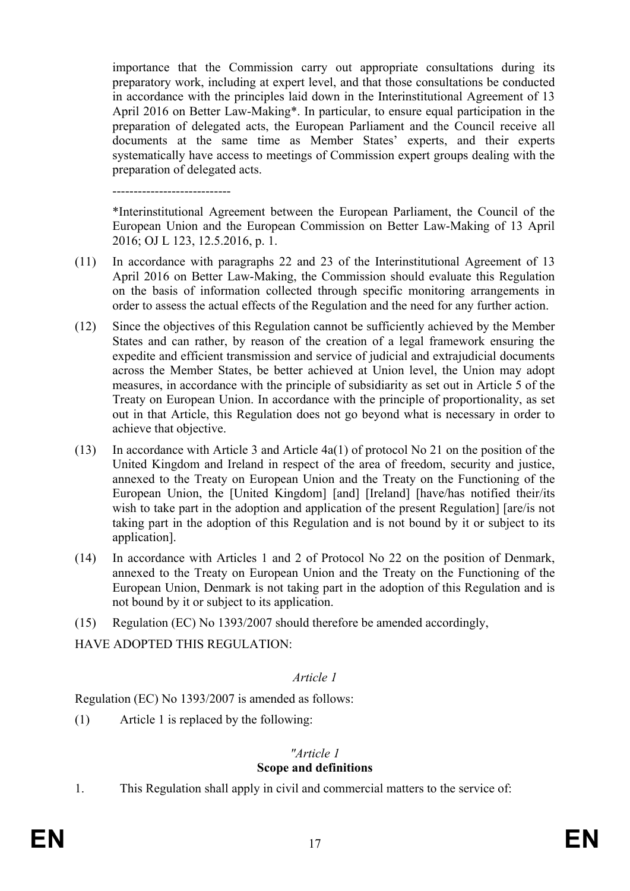importance that the Commission carry out appropriate consultations during its preparatory work, including at expert level, and that those consultations be conducted in accordance with the principles laid down in the Interinstitutional Agreement of 13 April 2016 on Better Law-Making*. In particular, to ensure equal participation in the preparation of delegated acts, the European Parliament and the Council receive all documents at the same time as Member States' experts, and their experts systematically have access to meetings of Commission expert groups dealing with the preparation of delegated acts.

----------------------------

*Interinstitutional Agreement between the European Parliament, the Council of the European Union and the European Commission on Better Law-Making of 13 April 2016; OJ L 123, 12.5.2016, p. 1.

(11) In accordance with paragraphs 22 and 23 of the Interinstitutional Agreement of 13 April 2016 on Better Law-Making, the Commission should evaluate this Regulation on the basis of information collected through specific monitoring arrangements in order to assess the actual effects of the Regulation and the need for any further action.

(12) Since the objectives of this Regulation cannot be sufficiently achieved by the Member States and can rather, by reason of the creation of a legal framework ensuring the expedite and efficient transmission and service of judicial and extrajudicial documents across the Member States, be better achieved at Union level, the Union may adopt measures, in accordance with the principle of subsidiarity as set out in Article 5 of the Treaty on European Union. In accordance with the principle of proportionality, as set out in that Article, this Regulation does not go beyond what is necessary in order to achieve that objective.

(13) In accordance with Article 3 and Article 4a(1) of protocol No 21 on the position of the United Kingdom and Ireland in respect of the area of freedom, security and justice, annexed to the Treaty on European Union and the Treaty on the Functioning of the European Union, the [United Kingdom] [and] [Ireland] [have/has notified their/its wish to take part in the adoption and application of the present Regulation] [are/is not taking part in the adoption of this Regulation and is not bound by it or subject to its application].

(14) In accordance with Articles 1 and 2 of Protocol No 22 on the position of Denmark, annexed to the Treaty on European Union and the Treaty on the Functioning of the European Union, Denmark is not taking part in the adoption of this Regulation and is not bound by it or subject to its application.

(15) Regulation (EC) No 1393/2007 should therefore be amended accordingly,

HAVE ADOPTED THIS REGULATION:

*Article 1*

Regulation (EC) No 1393/2007 is amended as follows:

(1) Article 1 is replaced by the following:

*"Article 1*

**Scope and definitions**

1. This Regulation shall apply in civil and commercial matters to the service of: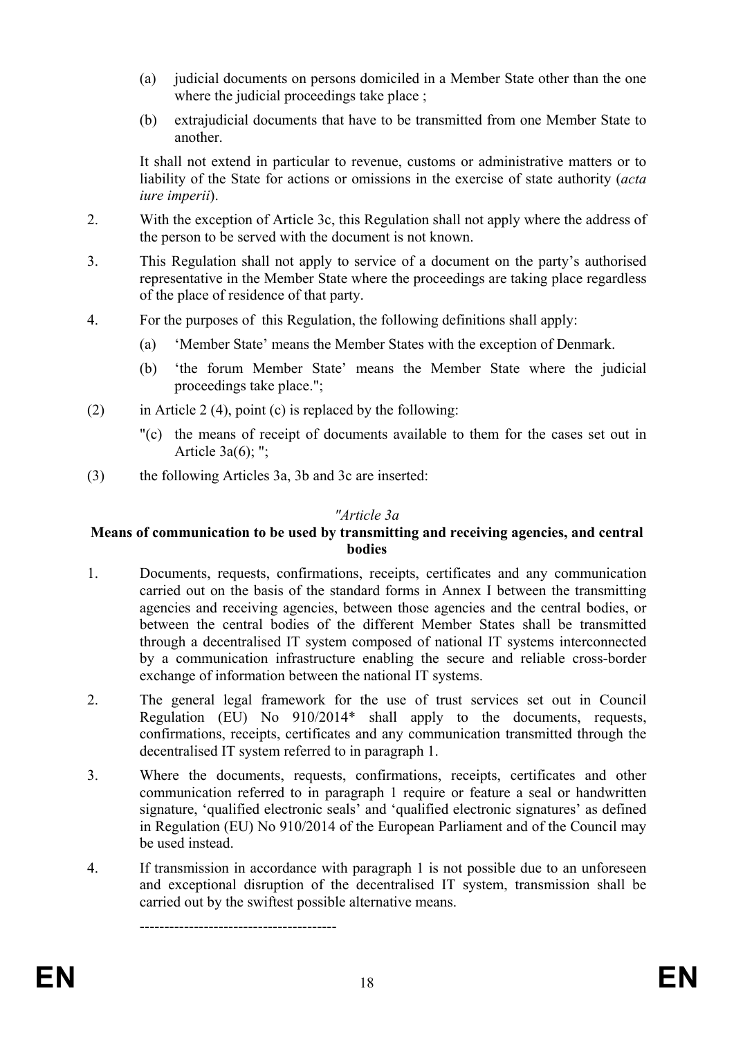(a) judicial documents on persons domiciled in a Member State other than the one where the judicial proceedings take place ;

(b) extrajudicial documents that have to be transmitted from one Member State to another.

It shall not extend in particular to revenue, customs or administrative matters or to liability of the State for actions or omissions in the exercise of state authority (*acta iure imperii*).

2. With the exception of Article 3c, this Regulation shall not apply where the address of the person to be served with the document is not known.

3. This Regulation shall not apply to service of a document on the party's authorised representative in the Member State where the proceedings are taking place regardless of the place of residence of that party.

4. For the purposes of this Regulation, the following definitions shall apply:

   (a) 'Member State' means the Member States with the exception of Denmark.

   (b) 'the forum Member State' means the Member State where the judicial proceedings take place.";

(2) in Article 2 (4), point (c) is replaced by the following:

   "(c) the means of receipt of documents available to them for the cases set out in Article 3a(6); ";

(3) the following Articles 3a, 3b and 3c are inserted:

*"Article 3a*

**Means of communication to be used by transmitting and receiving agencies, and central bodies**

1. Documents, requests, confirmations, receipts, certificates and any communication carried out on the basis of the standard forms in Annex I between the transmitting agencies and receiving agencies, between those agencies and the central bodies, or between the central bodies of the different Member States shall be transmitted through a decentralised IT system composed of national IT systems interconnected by a communication infrastructure enabling the secure and reliable cross-border exchange of information between the national IT systems.

2. The general legal framework for the use of trust services set out in Council Regulation (EU) No 910/2014* shall apply to the documents, requests, confirmations, receipts, certificates and any communication transmitted through the decentralised IT system referred to in paragraph 1.

3. Where the documents, requests, confirmations, receipts, certificates and other communication referred to in paragraph 1 require or feature a seal or handwritten signature, 'qualified electronic seals' and 'qualified electronic signatures' as defined in Regulation (EU) No 910/2014 of the European Parliament and of the Council may be used instead.

4. If transmission in accordance with paragraph 1 is not possible due to an unforeseen and exceptional disruption of the decentralised IT system, transmission shall be carried out by the swiftest possible alternative means.

----------------------------------------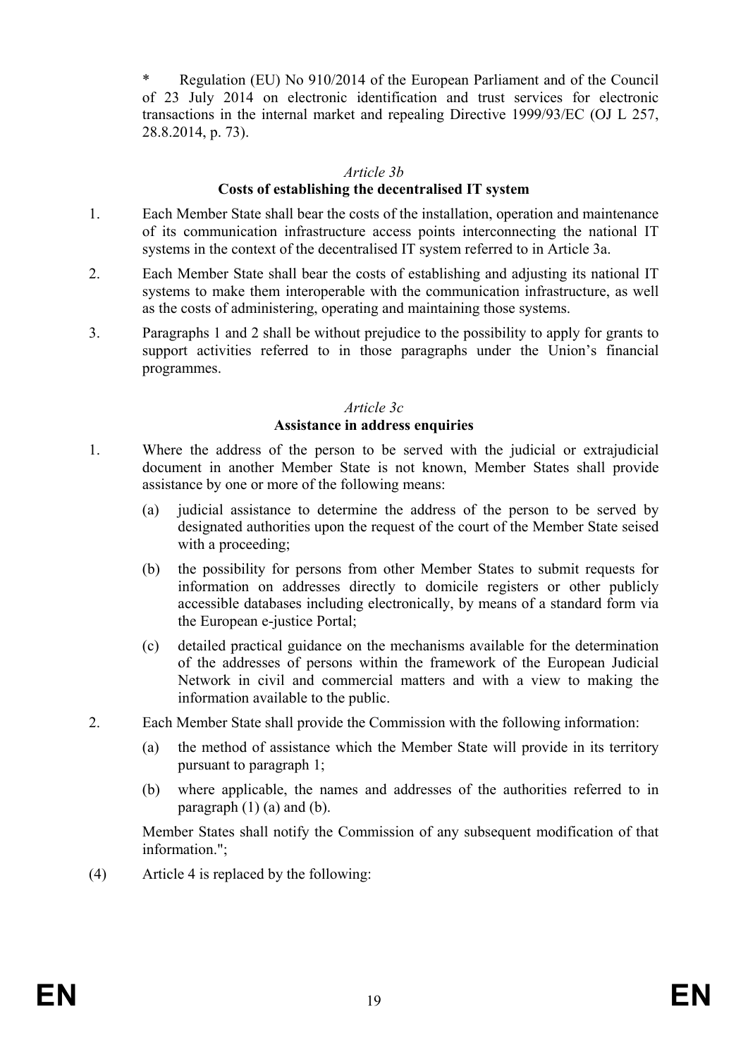\* Regulation (EU) No 910/2014 of the European Parliament and of the Council of 23 July 2014 on electronic identification and trust services for electronic transactions in the internal market and repealing Directive 1999/93/EC (OJ L 257, 28.8.2014, p. 73).

*Article 3b*

**Costs of establishing the decentralised IT system**

1. Each Member State shall bear the costs of the installation, operation and maintenance of its communication infrastructure access points interconnecting the national IT systems in the context of the decentralised IT system referred to in Article 3a.

2. Each Member State shall bear the costs of establishing and adjusting its national IT systems to make them interoperable with the communication infrastructure, as well as the costs of administering, operating and maintaining those systems.

3. Paragraphs 1 and 2 shall be without prejudice to the possibility to apply for grants to support activities referred to in those paragraphs under the Union's financial programmes.

*Article 3c*

**Assistance in address enquiries**

1. Where the address of the person to be served with the judicial or extrajudicial document in another Member State is not known, Member States shall provide assistance by one or more of the following means:

   (a) judicial assistance to determine the address of the person to be served by designated authorities upon the request of the court of the Member State seised with a proceeding;

   (b) the possibility for persons from other Member States to submit requests for information on addresses directly to domicile registers or other publicly accessible databases including electronically, by means of a standard form via the European e-justice Portal;

   (c) detailed practical guidance on the mechanisms available for the determination of the addresses of persons within the framework of the European Judicial Network in civil and commercial matters and with a view to making the information available to the public.

2. Each Member State shall provide the Commission with the following information:

   (a) the method of assistance which the Member State will provide in its territory pursuant to paragraph 1;

   (b) where applicable, the names and addresses of the authorities referred to in paragraph (1) (a) and (b).

   Member States shall notify the Commission of any subsequent modification of that information.";

(4) Article 4 is replaced by the following: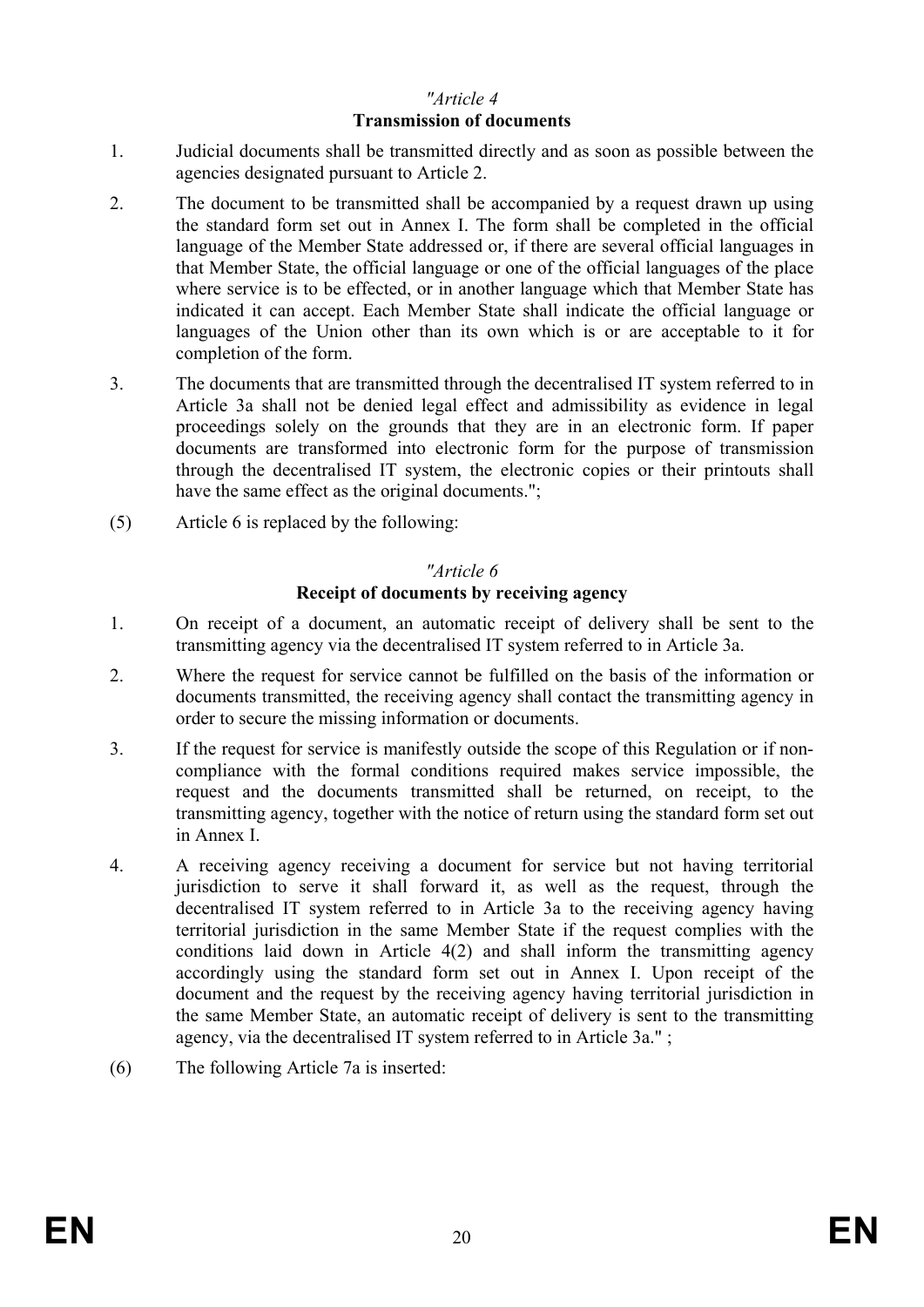*"Article 4*
**Transmission of documents**

1. Judicial documents shall be transmitted directly and as soon as possible between the agencies designated pursuant to Article 2.

2. The document to be transmitted shall be accompanied by a request drawn up using the standard form set out in Annex I. The form shall be completed in the official language of the Member State addressed or, if there are several official languages in that Member State, the official language or one of the official languages of the place where service is to be effected, or in another language which that Member State has indicated it can accept. Each Member State shall indicate the official language or languages of the Union other than its own which is or are acceptable to it for completion of the form.

3. The documents that are transmitted through the decentralised IT system referred to in Article 3a shall not be denied legal effect and admissibility as evidence in legal proceedings solely on the grounds that they are in an electronic form. If paper documents are transformed into electronic form for the purpose of transmission through the decentralised IT system, the electronic copies or their printouts shall have the same effect as the original documents.";

(5) Article 6 is replaced by the following:

*"Article 6*
**Receipt of documents by receiving agency**

1. On receipt of a document, an automatic receipt of delivery shall be sent to the transmitting agency via the decentralised IT system referred to in Article 3a.

2. Where the request for service cannot be fulfilled on the basis of the information or documents transmitted, the receiving agency shall contact the transmitting agency in order to secure the missing information or documents.

3. If the request for service is manifestly outside the scope of this Regulation or if non-compliance with the formal conditions required makes service impossible, the request and the documents transmitted shall be returned, on receipt, to the transmitting agency, together with the notice of return using the standard form set out in Annex I.

4. A receiving agency receiving a document for service but not having territorial jurisdiction to serve it shall forward it, as well as the request, through the decentralised IT system referred to in Article 3a to the receiving agency having territorial jurisdiction in the same Member State if the request complies with the conditions laid down in Article 4(2) and shall inform the transmitting agency accordingly using the standard form set out in Annex I. Upon receipt of the document and the request by the receiving agency having territorial jurisdiction in the same Member State, an automatic receipt of delivery is sent to the transmitting agency, via the decentralised IT system referred to in Article 3a." ;

(6) The following Article 7a is inserted: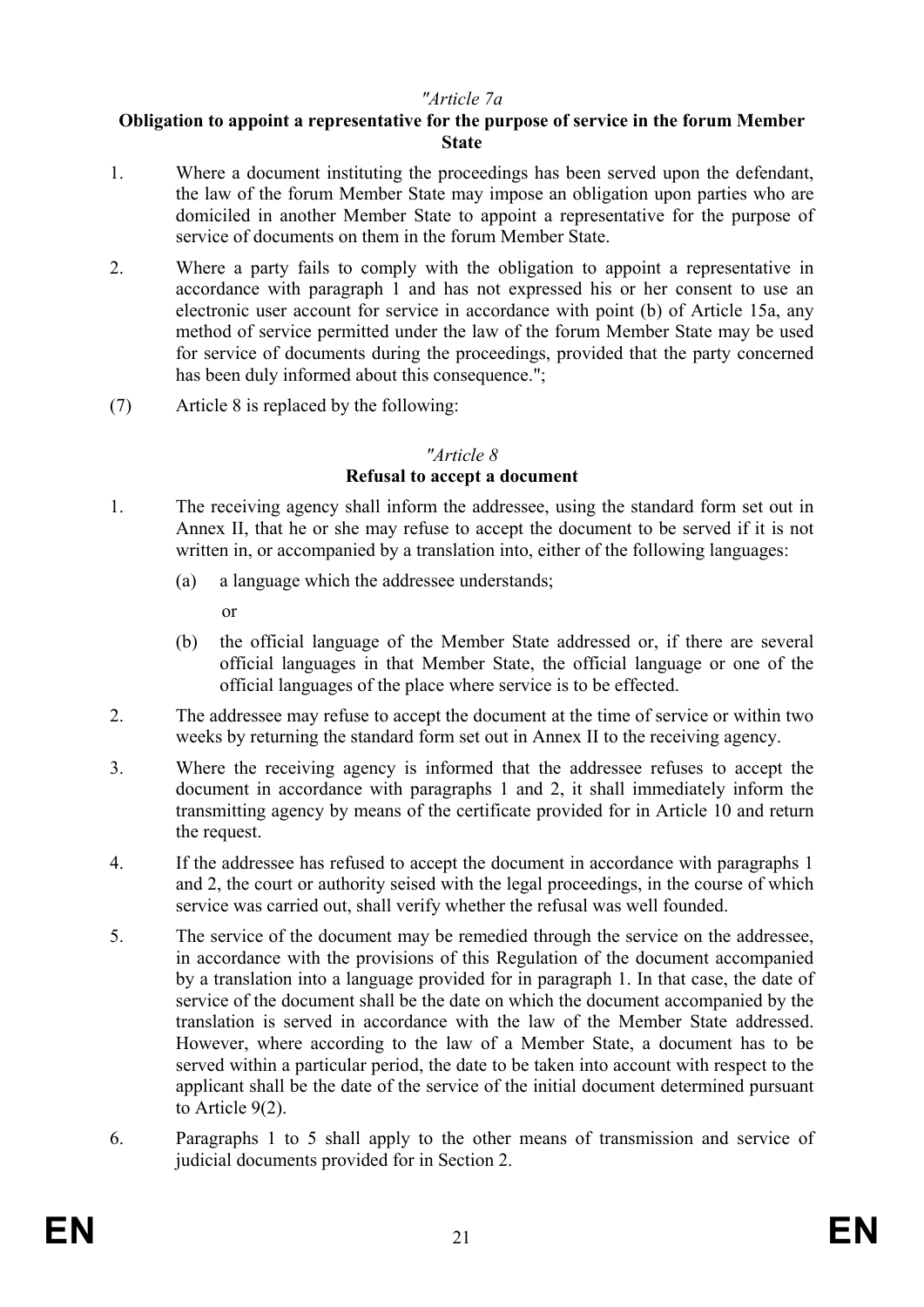*"Article 7a*

**Obligation to appoint a representative for the purpose of service in the forum Member State**

1. Where a document instituting the proceedings has been served upon the defendant, the law of the forum Member State may impose an obligation upon parties who are domiciled in another Member State to appoint a representative for the purpose of service of documents on them in the forum Member State.

2. Where a party fails to comply with the obligation to appoint a representative in accordance with paragraph 1 and has not expressed his or her consent to use an electronic user account for service in accordance with point (b) of Article 15a, any method of service permitted under the law of the forum Member State may be used for service of documents during the proceedings, provided that the party concerned has been duly informed about this consequence.";

(7) Article 8 is replaced by the following:

*"Article 8*

**Refusal to accept a document**

1. The receiving agency shall inform the addressee, using the standard form set out in Annex II, that he or she may refuse to accept the document to be served if it is not written in, or accompanied by a translation into, either of the following languages:

   (a) a language which the addressee understands;

   or

   (b) the official language of the Member State addressed or, if there are several official languages in that Member State, the official language or one of the official languages of the place where service is to be effected.

2. The addressee may refuse to accept the document at the time of service or within two weeks by returning the standard form set out in Annex II to the receiving agency.

3. Where the receiving agency is informed that the addressee refuses to accept the document in accordance with paragraphs 1 and 2, it shall immediately inform the transmitting agency by means of the certificate provided for in Article 10 and return the request.

4. If the addressee has refused to accept the document in accordance with paragraphs 1 and 2, the court or authority seised with the legal proceedings, in the course of which service was carried out, shall verify whether the refusal was well founded.

5. The service of the document may be remedied through the service on the addressee, in accordance with the provisions of this Regulation of the document accompanied by a translation into a language provided for in paragraph 1. In that case, the date of service of the document shall be the date on which the document accompanied by the translation is served in accordance with the law of the Member State addressed. However, where according to the law of a Member State, a document has to be served within a particular period, the date to be taken into account with respect to the applicant shall be the date of the service of the initial document determined pursuant to Article 9(2).

6. Paragraphs 1 to 5 shall apply to the other means of transmission and service of judicial documents provided for in Section 2.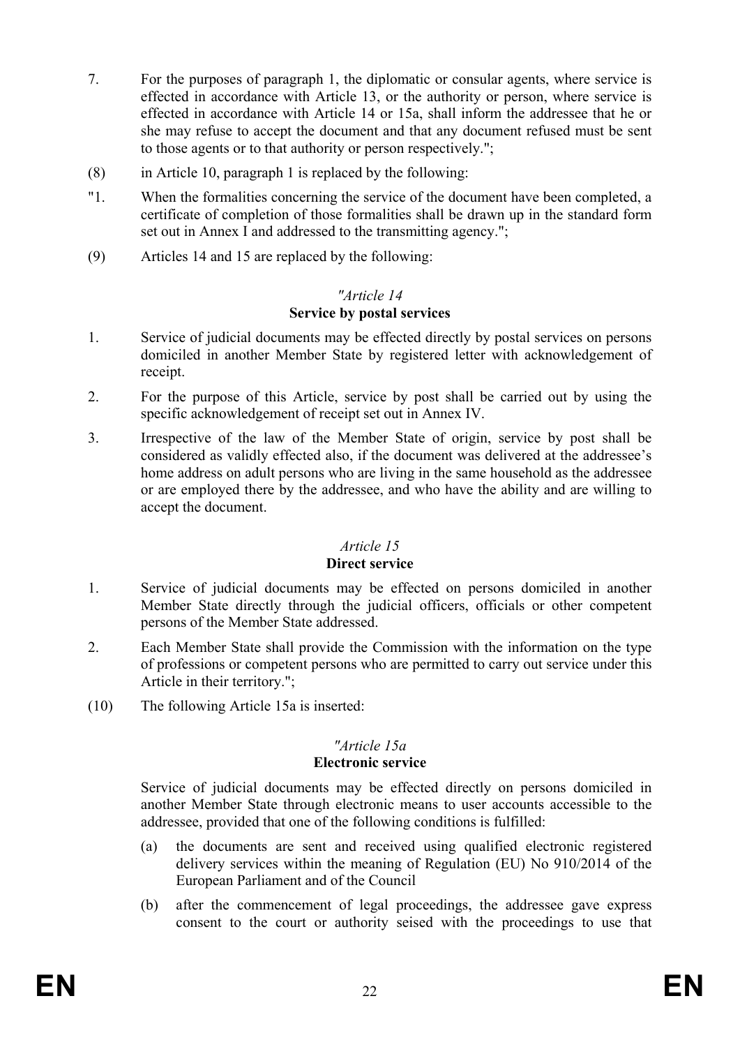7. For the purposes of paragraph 1, the diplomatic or consular agents, where service is effected in accordance with Article 13, or the authority or person, where service is effected in accordance with Article 14 or 15a, shall inform the addressee that he or she may refuse to accept the document and that any document refused must be sent to those agents or to that authority or person respectively.";

(8) in Article 10, paragraph 1 is replaced by the following:

"1. When the formalities concerning the service of the document have been completed, a certificate of completion of those formalities shall be drawn up in the standard form set out in Annex I and addressed to the transmitting agency.";

(9) Articles 14 and 15 are replaced by the following:

*"Article 14*

**Service by postal services**

1. Service of judicial documents may be effected directly by postal services on persons domiciled in another Member State by registered letter with acknowledgement of receipt.

2. For the purpose of this Article, service by post shall be carried out by using the specific acknowledgement of receipt set out in Annex IV.

3. Irrespective of the law of the Member State of origin, service by post shall be considered as validly effected also, if the document was delivered at the addressee's home address on adult persons who are living in the same household as the addressee or are employed there by the addressee, and who have the ability and are willing to accept the document.

*Article 15*

**Direct service**

1. Service of judicial documents may be effected on persons domiciled in another Member State directly through the judicial officers, officials or other competent persons of the Member State addressed.

2. Each Member State shall provide the Commission with the information on the type of professions or competent persons who are permitted to carry out service under this Article in their territory.";

(10) The following Article 15a is inserted:

*"Article 15a*

**Electronic service**

Service of judicial documents may be effected directly on persons domiciled in another Member State through electronic means to user accounts accessible to the addressee, provided that one of the following conditions is fulfilled:

(a) the documents are sent and received using qualified electronic registered delivery services within the meaning of Regulation (EU) No 910/2014 of the European Parliament and of the Council

(b) after the commencement of legal proceedings, the addressee gave express consent to the court or authority seised with the proceedings to use that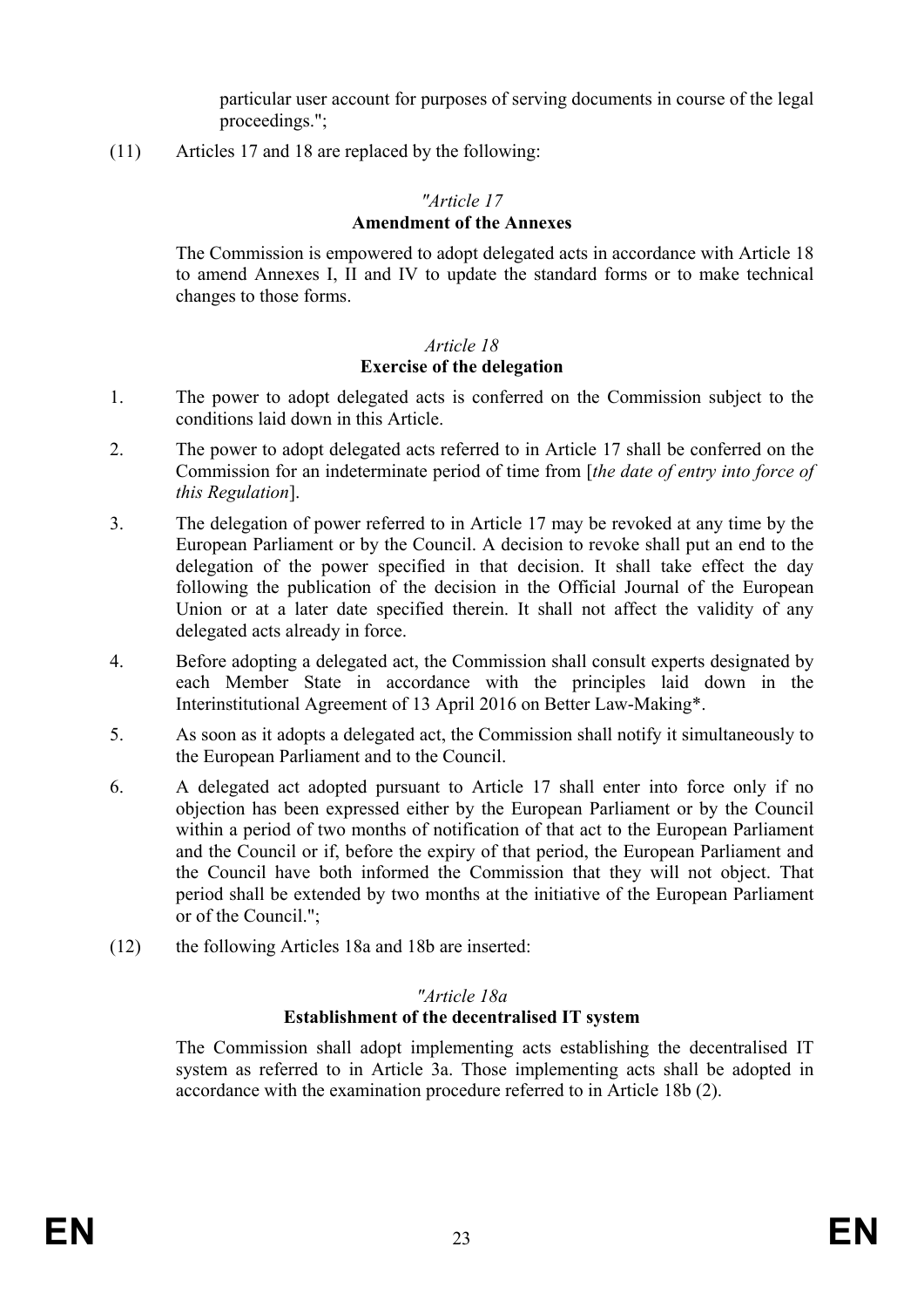particular user account for purposes of serving documents in course of the legal proceedings.";

(11) Articles 17 and 18 are replaced by the following:

*"Article 17*

**Amendment of the Annexes**

The Commission is empowered to adopt delegated acts in accordance with Article 18 to amend Annexes I, II and IV to update the standard forms or to make technical changes to those forms.

*Article 18*

**Exercise of the delegation**

1. The power to adopt delegated acts is conferred on the Commission subject to the conditions laid down in this Article.

2. The power to adopt delegated acts referred to in Article 17 shall be conferred on the Commission for an indeterminate period of time from [*the date of entry into force of this Regulation*].

3. The delegation of power referred to in Article 17 may be revoked at any time by the European Parliament or by the Council. A decision to revoke shall put an end to the delegation of the power specified in that decision. It shall take effect the day following the publication of the decision in the Official Journal of the European Union or at a later date specified therein. It shall not affect the validity of any delegated acts already in force.

4. Before adopting a delegated act, the Commission shall consult experts designated by each Member State in accordance with the principles laid down in the Interinstitutional Agreement of 13 April 2016 on Better Law-Making*.

5. As soon as it adopts a delegated act, the Commission shall notify it simultaneously to the European Parliament and to the Council.

6. A delegated act adopted pursuant to Article 17 shall enter into force only if no objection has been expressed either by the European Parliament or by the Council within a period of two months of notification of that act to the European Parliament and the Council or if, before the expiry of that period, the European Parliament and the Council have both informed the Commission that they will not object. That period shall be extended by two months at the initiative of the European Parliament or of the Council.";

(12) the following Articles 18a and 18b are inserted:

*"Article 18a*

**Establishment of the decentralised IT system**

The Commission shall adopt implementing acts establishing the decentralised IT system as referred to in Article 3a. Those implementing acts shall be adopted in accordance with the examination procedure referred to in Article 18b (2).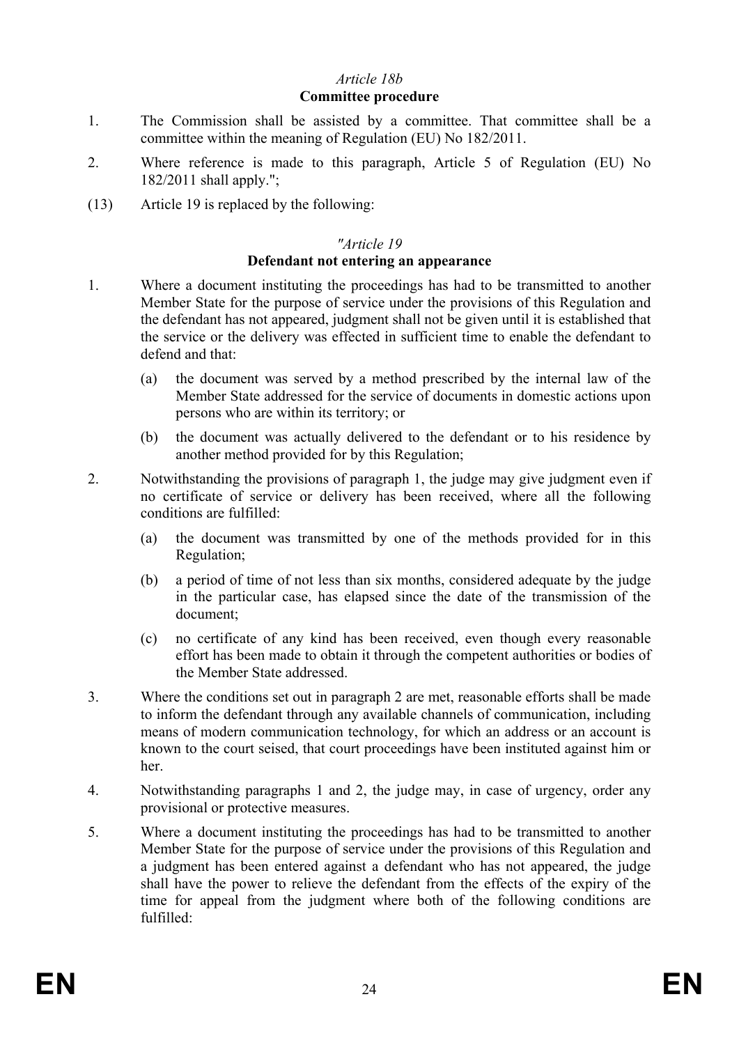*Article 18b*

**Committee procedure**

1. The Commission shall be assisted by a committee. That committee shall be a committee within the meaning of Regulation (EU) No 182/2011.

2. Where reference is made to this paragraph, Article 5 of Regulation (EU) No 182/2011 shall apply.";

(13) Article 19 is replaced by the following:

*"Article 19*

**Defendant not entering an appearance**

1. Where a document instituting the proceedings has had to be transmitted to another Member State for the purpose of service under the provisions of this Regulation and the defendant has not appeared, judgment shall not be given until it is established that the service or the delivery was effected in sufficient time to enable the defendant to defend and that:

   (a) the document was served by a method prescribed by the internal law of the Member State addressed for the service of documents in domestic actions upon persons who are within its territory; or

   (b) the document was actually delivered to the defendant or to his residence by another method provided for by this Regulation;

2. Notwithstanding the provisions of paragraph 1, the judge may give judgment even if no certificate of service or delivery has been received, where all the following conditions are fulfilled:

   (a) the document was transmitted by one of the methods provided for in this Regulation;

   (b) a period of time of not less than six months, considered adequate by the judge in the particular case, has elapsed since the date of the transmission of the document;

   (c) no certificate of any kind has been received, even though every reasonable effort has been made to obtain it through the competent authorities or bodies of the Member State addressed.

3. Where the conditions set out in paragraph 2 are met, reasonable efforts shall be made to inform the defendant through any available channels of communication, including means of modern communication technology, for which an address or an account is known to the court seised, that court proceedings have been instituted against him or her.

4. Notwithstanding paragraphs 1 and 2, the judge may, in case of urgency, order any provisional or protective measures.

5. Where a document instituting the proceedings has had to be transmitted to another Member State for the purpose of service under the provisions of this Regulation and a judgment has been entered against a defendant who has not appeared, the judge shall have the power to relieve the defendant from the effects of the expiry of the time for appeal from the judgment where both of the following conditions are fulfilled: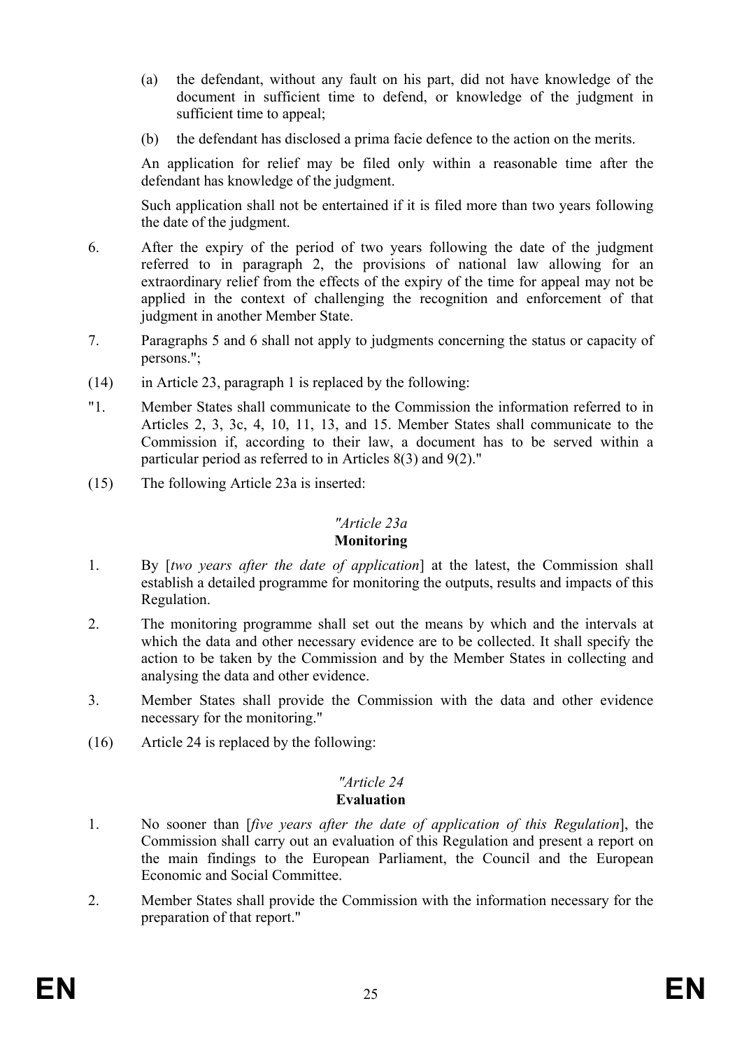(a) the defendant, without any fault on his part, did not have knowledge of the document in sufficient time to defend, or knowledge of the judgment in sufficient time to appeal;

(b) the defendant has disclosed a prima facie defence to the action on the merits.

An application for relief may be filed only within a reasonable time after the defendant has knowledge of the judgment.

Such application shall not be entertained if it is filed more than two years following the date of the judgment.

6. After the expiry of the period of two years following the date of the judgment referred to in paragraph 2, the provisions of national law allowing for an extraordinary relief from the effects of the expiry of the time for appeal may not be applied in the context of challenging the recognition and enforcement of that judgment in another Member State.

7. Paragraphs 5 and 6 shall not apply to judgments concerning the status or capacity of persons.";

(14) in Article 23, paragraph 1 is replaced by the following:

"1. Member States shall communicate to the Commission the information referred to in Articles 2, 3, 3c, 4, 10, 11, 13, and 15. Member States shall communicate to the Commission if, according to their law, a document has to be served within a particular period as referred to in Articles 8(3) and 9(2)."

(15) The following Article 23a is inserted:

*"Article 23a*

**Monitoring**

1. By [*two years after the date of application*] at the latest, the Commission shall establish a detailed programme for monitoring the outputs, results and impacts of this Regulation.

2. The monitoring programme shall set out the means by which and the intervals at which the data and other necessary evidence are to be collected. It shall specify the action to be taken by the Commission and by the Member States in collecting and analysing the data and other evidence.

3. Member States shall provide the Commission with the data and other evidence necessary for the monitoring."

(16) Article 24 is replaced by the following:

*"Article 24*

**Evaluation**

1. No sooner than [*five years after the date of application of this Regulation*], the Commission shall carry out an evaluation of this Regulation and present a report on the main findings to the European Parliament, the Council and the European Economic and Social Committee.

2. Member States shall provide the Commission with the information necessary for the preparation of that report."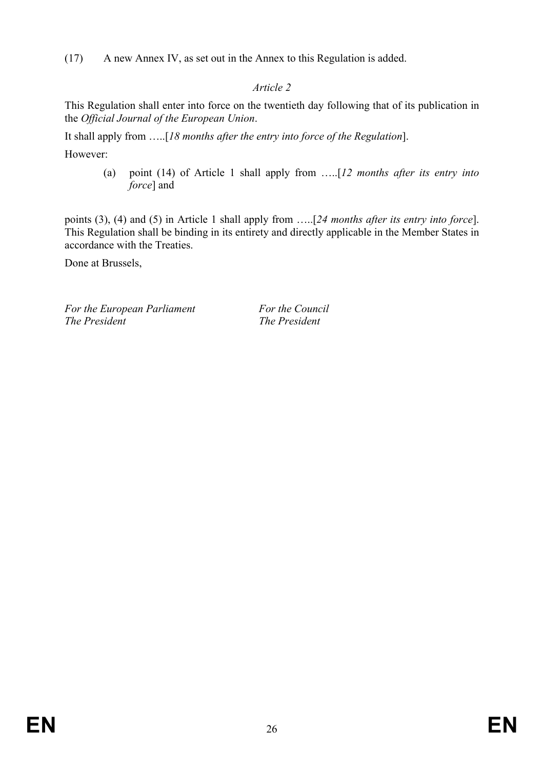(17) A new Annex IV, as set out in the Annex to this Regulation is added.

*Article 2*

This Regulation shall enter into force on the twentieth day following that of its publication in the *Official Journal of the European Union*.

It shall apply from …..[*18 months after the entry into force of the Regulation*].

However:

(a) point (14) of Article 1 shall apply from …..[*12 months after its entry into force*] and

points (3), (4) and (5) in Article 1 shall apply from …..[*24 months after its entry into force*]. This Regulation shall be binding in its entirety and directly applicable in the Member States in accordance with the Treaties.

Done at Brussels,

*For the European Parliament*
*The President*

*For the Council*
*The President*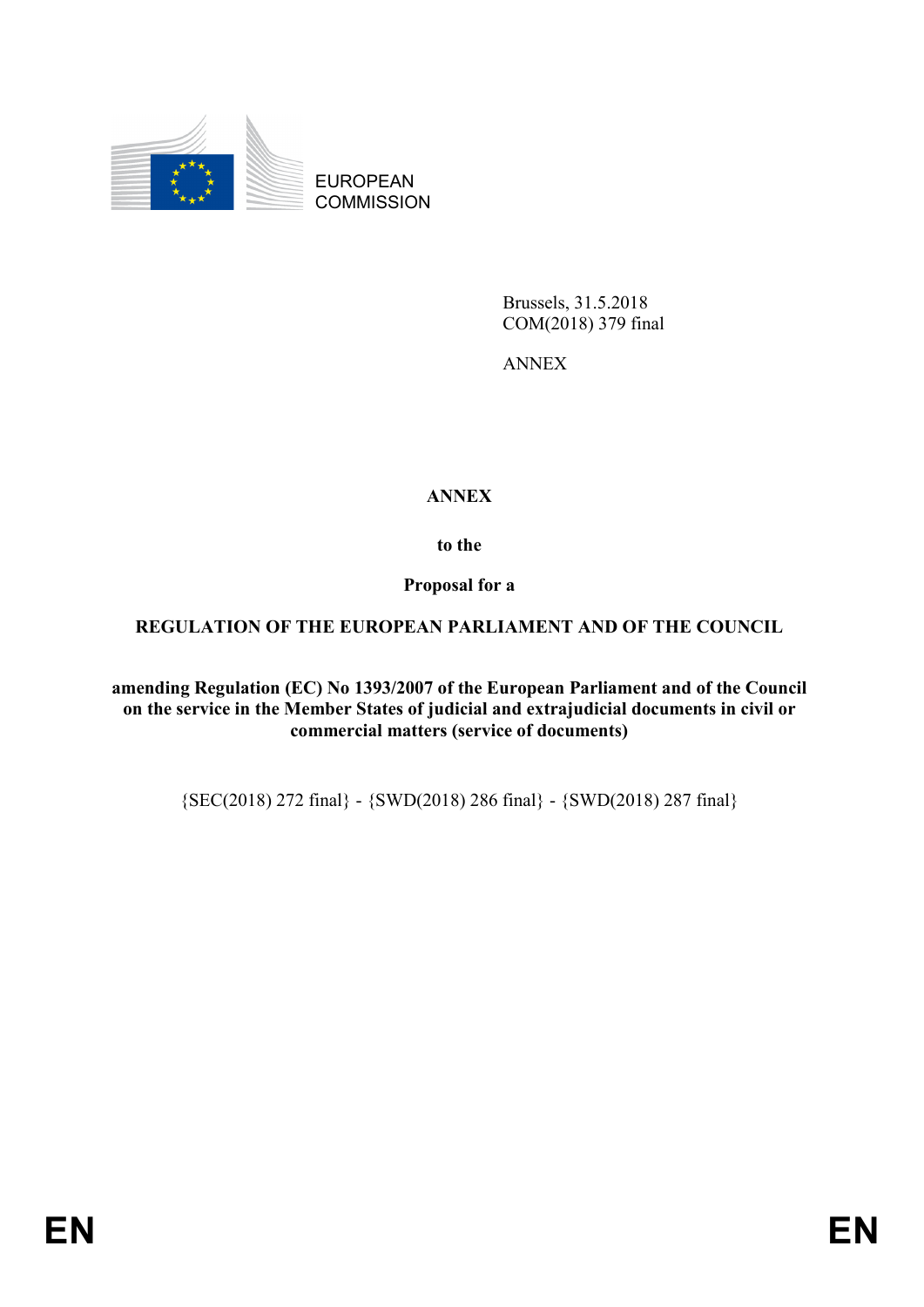EUROPEAN COMMISSION

Brussels, 31.5.2018
COM(2018) 379 final

ANNEX

**ANNEX**

**to the**

**Proposal for a**

**REGULATION OF THE EUROPEAN PARLIAMENT AND OF THE COUNCIL**

**amending Regulation (EC) No 1393/2007 of the European Parliament and of the Council on the service in the Member States of judicial and extrajudicial documents in civil or commercial matters (service of documents)**

{SEC(2018) 272 final} - {SWD(2018) 286 final} - {SWD(2018) 287 final}

EN EN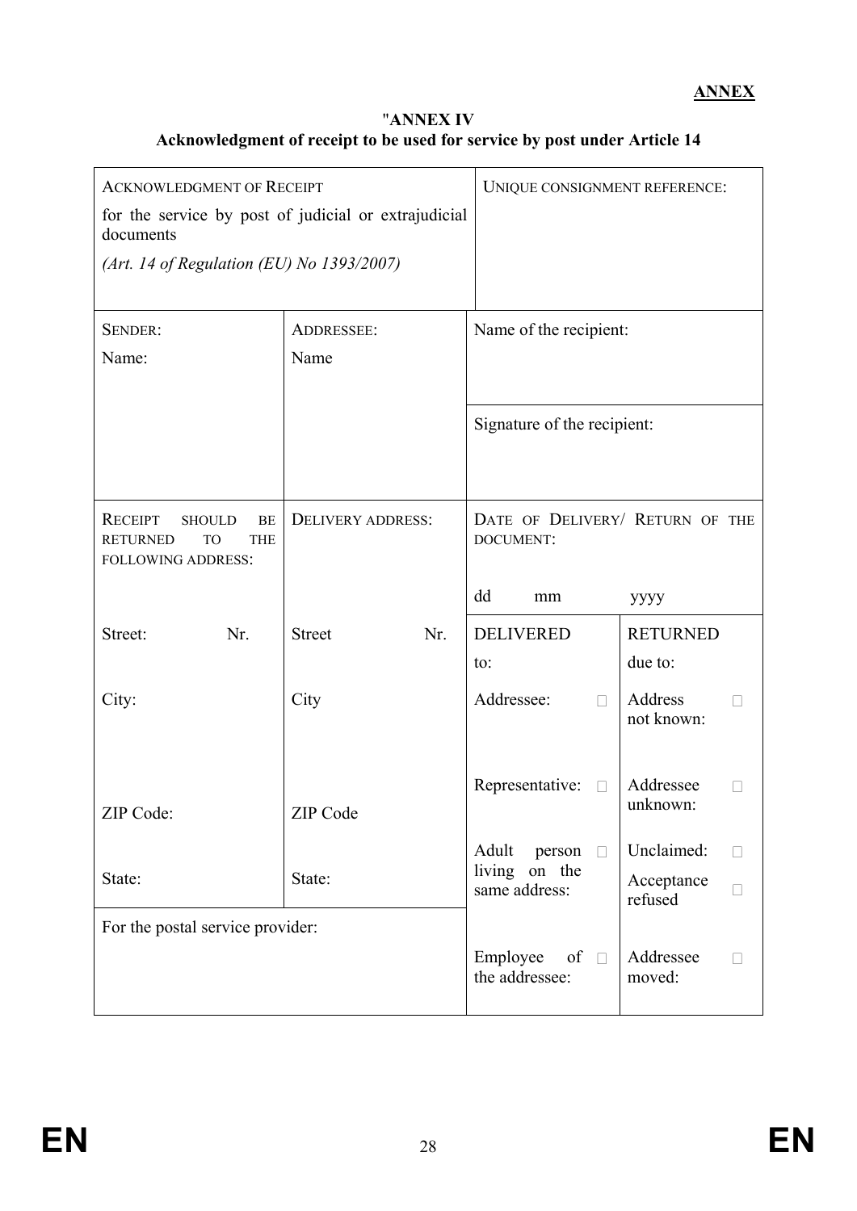**ANNEX**

"**ANNEX IV**
**Acknowledgment of receipt to be used for service by post under Article 14**

| | | | |
|---|---|---|---|
| ACKNOWLEDGMENT OF RECEIPT<br>for the service by post of judicial or extrajudicial documents<br>*(Art. 14 of Regulation (EU) No 1393/2007)* | | UNIQUE CONSIGNMENT REFERENCE: | |
| SENDER:<br>Name: | ADDRESSEE:<br>Name | Name of the recipient:<br><br>Signature of the recipient: | |
| RECEIPT SHOULD BE RETURNED TO THE FOLLOWING ADDRESS: | DELIVERY ADDRESS: | DATE OF DELIVERY/ RETURN OF THE DOCUMENT:<br>dd mm yyyy | |
| Street: Nr. | Street Nr. | DELIVERED<br>to: | RETURNED<br>due to: |
| City: | City | Addressee: ☐ | Address not known: ☐ |
| ZIP Code: | ZIP Code | Representative: ☐ | Addressee unknown: ☐ |
| State: | State: | Adult person living on the same address: ☐ | Unclaimed: ☐<br>Acceptance refused ☐ |
| For the postal service provider: | | Employee of the addressee: ☐ | Addressee moved: ☐ |